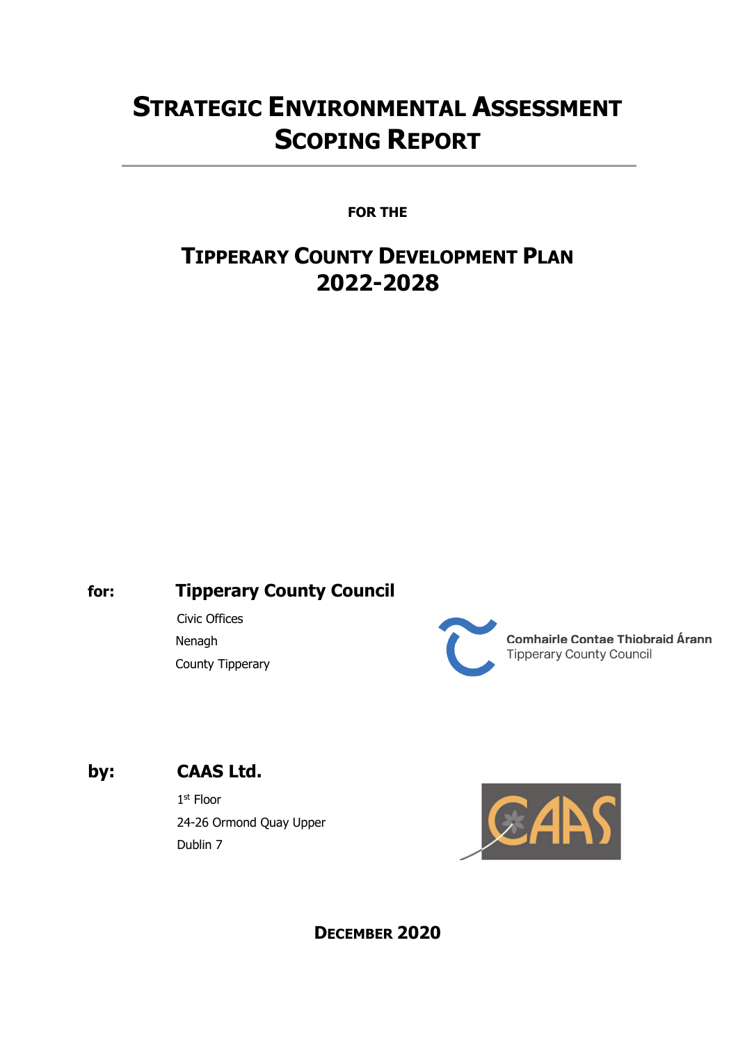# Strategic Environmental Assessment Scoping Report

**FOR THE**

## Tipperary County Development Plan 2022-2028

**for:** **Tipperary County Council**

Civic Offices
Nenagh
County Tipperary

Comhairle Contae Thiobraid Árann
Tipperary County Council

**by:** **CAAS Ltd.**

1st Floor
24-26 Ormond Quay Upper
Dublin 7

CAAS

**December 2020**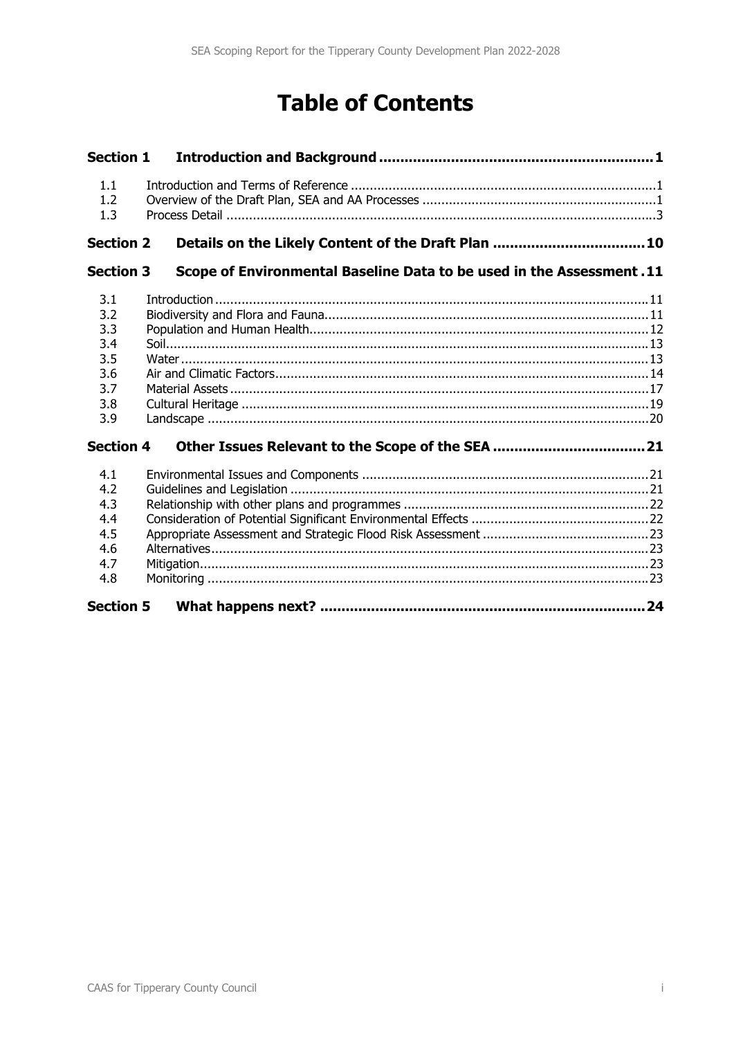# Table of Contents

| | | |
|---|---|---|
| **Section 1** | **Introduction and Background** | **1** |
| 1.1 | Introduction and Terms of Reference | 1 |
| 1.2 | Overview of the Draft Plan, SEA and AA Processes | 1 |
| 1.3 | Process Detail | 3 |
| **Section 2** | **Details on the Likely Content of the Draft Plan** | **10** |
| **Section 3** | **Scope of Environmental Baseline Data to be used in the Assessment** | **11** |
| 3.1 | Introduction | 11 |
| 3.2 | Biodiversity and Flora and Fauna | 11 |
| 3.3 | Population and Human Health | 12 |
| 3.4 | Soil | 13 |
| 3.5 | Water | 13 |
| 3.6 | Air and Climatic Factors | 14 |
| 3.7 | Material Assets | 17 |
| 3.8 | Cultural Heritage | 19 |
| 3.9 | Landscape | 20 |
| **Section 4** | **Other Issues Relevant to the Scope of the SEA** | **21** |
| 4.1 | Environmental Issues and Components | 21 |
| 4.2 | Guidelines and Legislation | 21 |
| 4.3 | Relationship with other plans and programmes | 22 |
| 4.4 | Consideration of Potential Significant Environmental Effects | 22 |
| 4.5 | Appropriate Assessment and Strategic Flood Risk Assessment | 23 |
| 4.6 | Alternatives | 23 |
| 4.7 | Mitigation | 23 |
| 4.8 | Monitoring | 23 |
| **Section 5** | **What happens next?** | **24** |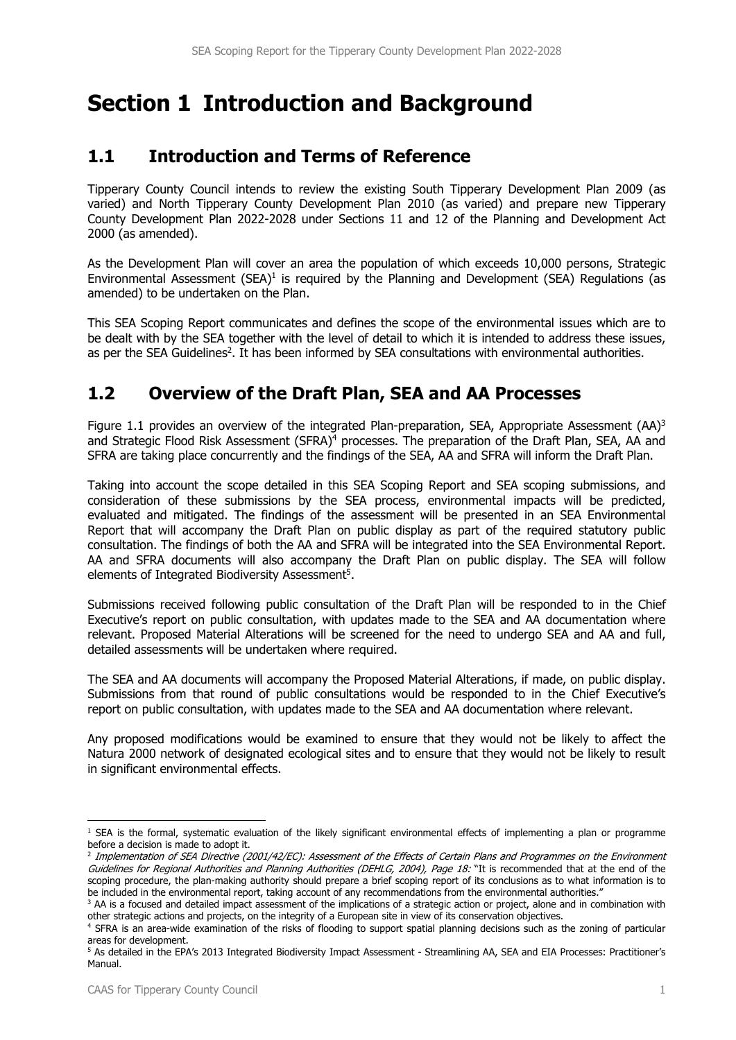# Section 1 Introduction and Background

## 1.1 Introduction and Terms of Reference

Tipperary County Council intends to review the existing South Tipperary Development Plan 2009 (as varied) and North Tipperary County Development Plan 2010 (as varied) and prepare new Tipperary County Development Plan 2022-2028 under Sections 11 and 12 of the Planning and Development Act 2000 (as amended).

As the Development Plan will cover an area the population of which exceeds 10,000 persons, Strategic Environmental Assessment (SEA)[1] is required by the Planning and Development (SEA) Regulations (as amended) to be undertaken on the Plan.

This SEA Scoping Report communicates and defines the scope of the environmental issues which are to be dealt with by the SEA together with the level of detail to which it is intended to address these issues, as per the SEA Guidelines[2]. It has been informed by SEA consultations with environmental authorities.

## 1.2 Overview of the Draft Plan, SEA and AA Processes

Figure 1.1 provides an overview of the integrated Plan-preparation, SEA, Appropriate Assessment (AA)[3] and Strategic Flood Risk Assessment (SFRA)[4] processes. The preparation of the Draft Plan, SEA, AA and SFRA are taking place concurrently and the findings of the SEA, AA and SFRA will inform the Draft Plan.

Taking into account the scope detailed in this SEA Scoping Report and SEA scoping submissions, and consideration of these submissions by the SEA process, environmental impacts will be predicted, evaluated and mitigated. The findings of the assessment will be presented in an SEA Environmental Report that will accompany the Draft Plan on public display as part of the required statutory public consultation. The findings of both the AA and SFRA will be integrated into the SEA Environmental Report. AA and SFRA documents will also accompany the Draft Plan on public display. The SEA will follow elements of Integrated Biodiversity Assessment[5].

Submissions received following public consultation of the Draft Plan will be responded to in the Chief Executive's report on public consultation, with updates made to the SEA and AA documentation where relevant. Proposed Material Alterations will be screened for the need to undergo SEA and AA and full, detailed assessments will be undertaken where required.

The SEA and AA documents will accompany the Proposed Material Alterations, if made, on public display. Submissions from that round of public consultations would be responded to in the Chief Executive's report on public consultation, with updates made to the SEA and AA documentation where relevant.

Any proposed modifications would be examined to ensure that they would not be likely to affect the Natura 2000 network of designated ecological sites and to ensure that they would not be likely to result in significant environmental effects.

---

[1] SEA is the formal, systematic evaluation of the likely significant environmental effects of implementing a plan or programme before a decision is made to adopt it.

[2] *Implementation of SEA Directive (2001/42/EC): Assessment of the Effects of Certain Plans and Programmes on the Environment Guidelines for Regional Authorities and Planning Authorities (DEHLG, 2004), Page 18:* "It is recommended that at the end of the scoping procedure, the plan-making authority should prepare a brief scoping report of its conclusions as to what information is to be included in the environmental report, taking account of any recommendations from the environmental authorities."

[3] AA is a focused and detailed impact assessment of the implications of a strategic action or project, alone and in combination with other strategic actions and projects, on the integrity of a European site in view of its conservation objectives.

[4] SFRA is an area-wide examination of the risks of flooding to support spatial planning decisions such as the zoning of particular areas for development.

[5] As detailed in the EPA's 2013 Integrated Biodiversity Impact Assessment - Streamlining AA, SEA and EIA Processes: Practitioner's Manual.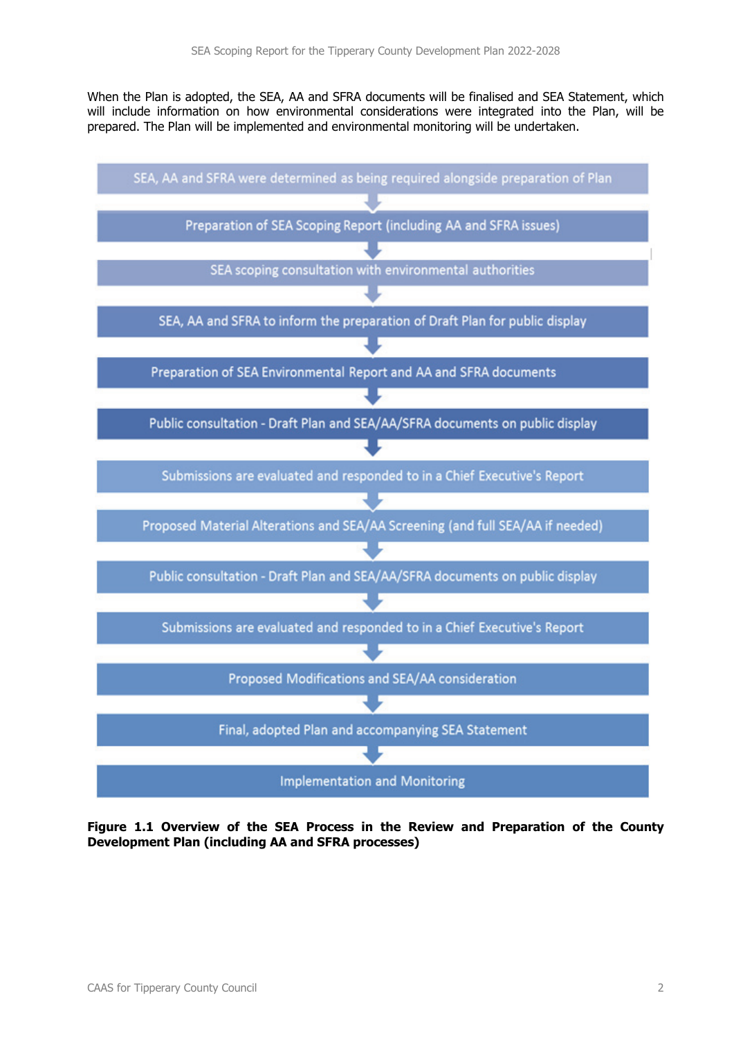When the Plan is adopted, the SEA, AA and SFRA documents will be finalised and SEA Statement, which will include information on how environmental considerations were integrated into the Plan, will be prepared. The Plan will be implemented and environmental monitoring will be undertaken.

SEA, AA and SFRA were determined as being required alongside preparation of Plan

↓

Preparation of SEA Scoping Report (including AA and SFRA issues)

↓

SEA scoping consultation with environmental authorities

↓

SEA, AA and SFRA to inform the preparation of Draft Plan for public display

↓

Preparation of SEA Environmental Report and AA and SFRA documents

↓

Public consultation - Draft Plan and SEA/AA/SFRA documents on public display

↓

Submissions are evaluated and responded to in a Chief Executive's Report

↓

Proposed Material Alterations and SEA/AA Screening (and full SEA/AA if needed)

↓

Public consultation - Draft Plan and SEA/AA/SFRA documents on public display

↓

Submissions are evaluated and responded to in a Chief Executive's Report

↓

Proposed Modifications and SEA/AA consideration

↓

Final, adopted Plan and accompanying SEA Statement

↓

Implementation and Monitoring

**Figure 1.1 Overview of the SEA Process in the Review and Preparation of the County Development Plan (including AA and SFRA processes)**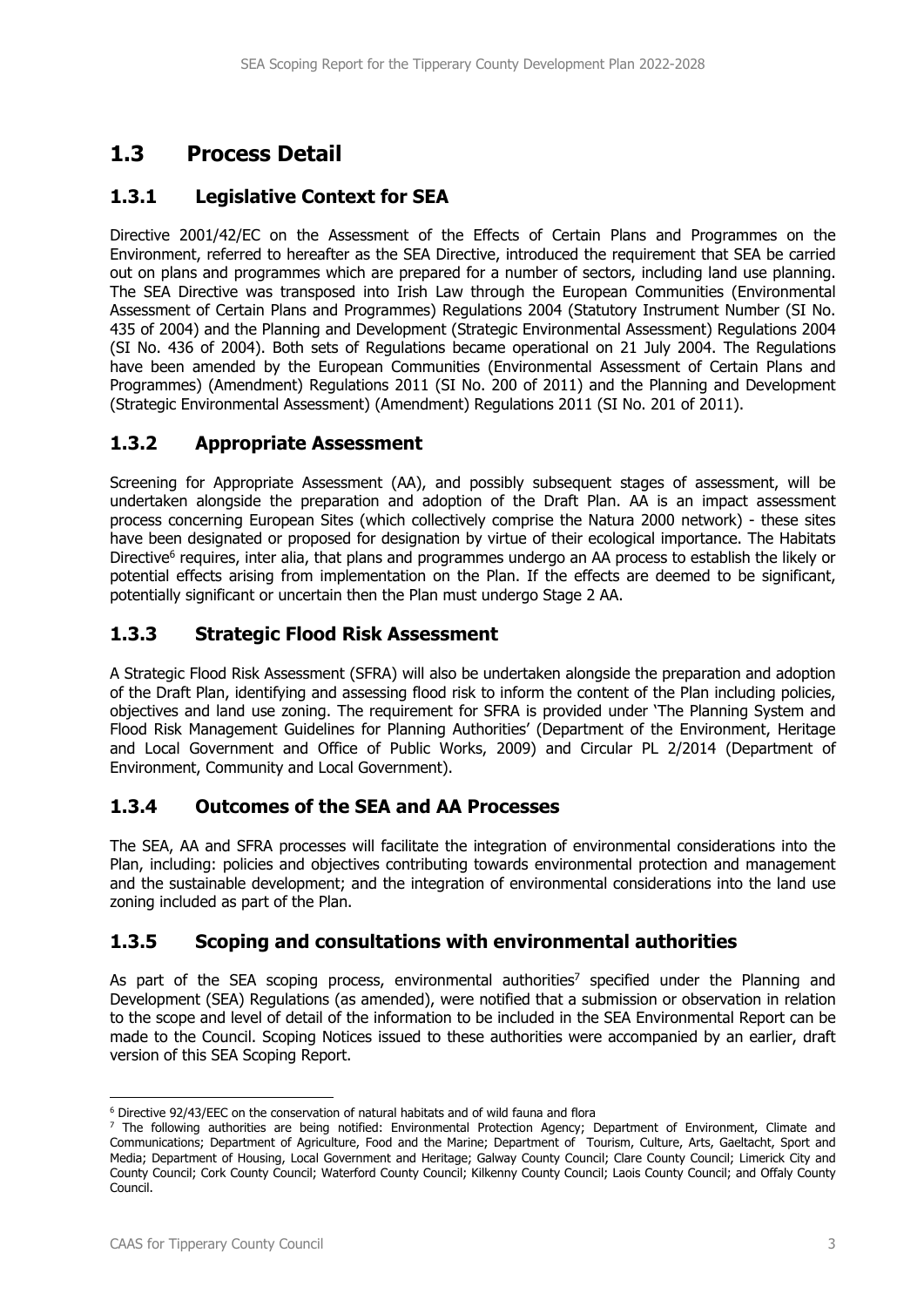## 1.3 Process Detail

### 1.3.1 Legislative Context for SEA

Directive 2001/42/EC on the Assessment of the Effects of Certain Plans and Programmes on the Environment, referred to hereafter as the SEA Directive, introduced the requirement that SEA be carried out on plans and programmes which are prepared for a number of sectors, including land use planning. The SEA Directive was transposed into Irish Law through the European Communities (Environmental Assessment of Certain Plans and Programmes) Regulations 2004 (Statutory Instrument Number (SI No. 435 of 2004) and the Planning and Development (Strategic Environmental Assessment) Regulations 2004 (SI No. 436 of 2004). Both sets of Regulations became operational on 21 July 2004. The Regulations have been amended by the European Communities (Environmental Assessment of Certain Plans and Programmes) (Amendment) Regulations 2011 (SI No. 200 of 2011) and the Planning and Development (Strategic Environmental Assessment) (Amendment) Regulations 2011 (SI No. 201 of 2011).

### 1.3.2 Appropriate Assessment

Screening for Appropriate Assessment (AA), and possibly subsequent stages of assessment, will be undertaken alongside the preparation and adoption of the Draft Plan. AA is an impact assessment process concerning European Sites (which collectively comprise the Natura 2000 network) - these sites have been designated or proposed for designation by virtue of their ecological importance. The Habitats Directive[6] requires, inter alia, that plans and programmes undergo an AA process to establish the likely or potential effects arising from implementation on the Plan. If the effects are deemed to be significant, potentially significant or uncertain then the Plan must undergo Stage 2 AA.

### 1.3.3 Strategic Flood Risk Assessment

A Strategic Flood Risk Assessment (SFRA) will also be undertaken alongside the preparation and adoption of the Draft Plan, identifying and assessing flood risk to inform the content of the Plan including policies, objectives and land use zoning. The requirement for SFRA is provided under 'The Planning System and Flood Risk Management Guidelines for Planning Authorities' (Department of the Environment, Heritage and Local Government and Office of Public Works, 2009) and Circular PL 2/2014 (Department of Environment, Community and Local Government).

### 1.3.4 Outcomes of the SEA and AA Processes

The SEA, AA and SFRA processes will facilitate the integration of environmental considerations into the Plan, including: policies and objectives contributing towards environmental protection and management and the sustainable development; and the integration of environmental considerations into the land use zoning included as part of the Plan.

### 1.3.5 Scoping and consultations with environmental authorities

As part of the SEA scoping process, environmental authorities[7] specified under the Planning and Development (SEA) Regulations (as amended), were notified that a submission or observation in relation to the scope and level of detail of the information to be included in the SEA Environmental Report can be made to the Council. Scoping Notices issued to these authorities were accompanied by an earlier, draft version of this SEA Scoping Report.

---

[6] Directive 92/43/EEC on the conservation of natural habitats and of wild fauna and flora

[7] The following authorities are being notified: Environmental Protection Agency; Department of Environment, Climate and Communications; Department of Agriculture, Food and the Marine; Department of Tourism, Culture, Arts, Gaeltacht, Sport and Media; Department of Housing, Local Government and Heritage; Galway County Council; Clare County Council; Limerick City and County Council; Cork County Council; Waterford County Council; Kilkenny County Council; Laois County Council; and Offaly County Council.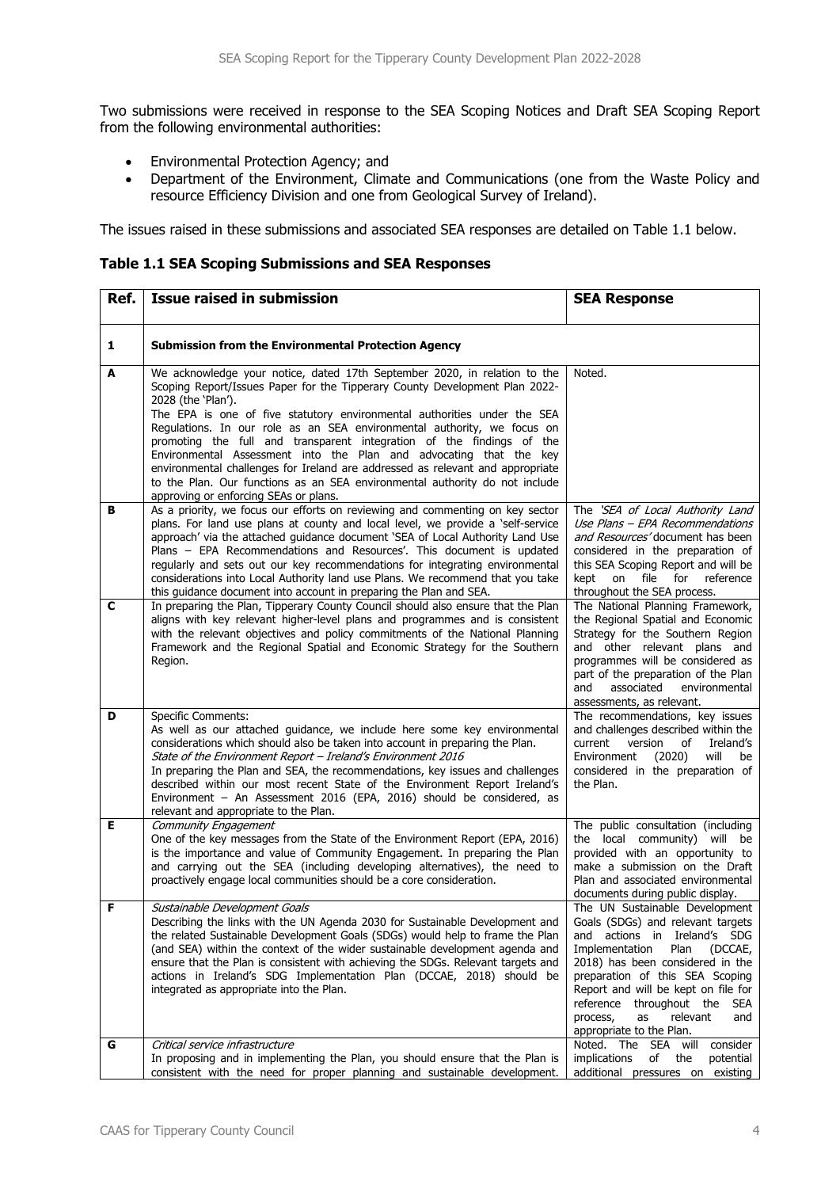Two submissions were received in response to the SEA Scoping Notices and Draft SEA Scoping Report from the following environmental authorities:

- Environmental Protection Agency; and
- Department of the Environment, Climate and Communications (one from the Waste Policy and resource Efficiency Division and one from Geological Survey of Ireland).

The issues raised in these submissions and associated SEA responses are detailed on Table 1.1 below.

**Table 1.1 SEA Scoping Submissions and SEA Responses**

| Ref. | Issue raised in submission | SEA Response |
|---|---|---|
| **1** | **Submission from the Environmental Protection Agency** | |
| **A** | We acknowledge your notice, dated 17th September 2020, in relation to the Scoping Report/Issues Paper for the Tipperary County Development Plan 2022-2028 (the 'Plan').<br>The EPA is one of five statutory environmental authorities under the SEA Regulations. In our role as an SEA environmental authority, we focus on promoting the full and transparent integration of the findings of the Environmental Assessment into the Plan and advocating that the key environmental challenges for Ireland are addressed as relevant and appropriate to the Plan. Our functions as an SEA environmental authority do not include approving or enforcing SEAs or plans. | Noted. |
| **B** | As a priority, we focus our efforts on reviewing and commenting on key sector plans. For land use plans at county and local level, we provide a 'self-service approach' via the attached guidance document 'SEA of Local Authority Land Use Plans – EPA Recommendations and Resources'. This document is updated regularly and sets out our key recommendations for integrating environmental considerations into Local Authority land use Plans. We recommend that you take this guidance document into account in preparing the Plan and SEA. | The *'SEA of Local Authority Land Use Plans – EPA Recommendations and Resources'* document has been considered in the preparation of this SEA Scoping Report and will be kept on file for reference throughout the SEA process. |
| **C** | In preparing the Plan, Tipperary County Council should also ensure that the Plan aligns with key relevant higher-level plans and programmes and is consistent with the relevant objectives and policy commitments of the National Planning Framework and the Regional Spatial and Economic Strategy for the Southern Region. | The National Planning Framework, the Regional Spatial and Economic Strategy for the Southern Region and other relevant plans and programmes will be considered as part of the preparation of the Plan and associated environmental assessments, as relevant. |
| **D** | Specific Comments:<br>As well as our attached guidance, we include here some key environmental considerations which should also be taken into account in preparing the Plan.<br>*State of the Environment Report – Ireland's Environment 2016*<br>In preparing the Plan and SEA, the recommendations, key issues and challenges described within our most recent State of the Environment Report Ireland's Environment – An Assessment 2016 (EPA, 2016) should be considered, as relevant and appropriate to the Plan. | The recommendations, key issues and challenges described within the current version of Ireland's Environment (2020) will be considered in the preparation of the Plan. |
| **E** | *Community Engagement*<br>One of the key messages from the State of the Environment Report (EPA, 2016) is the importance and value of Community Engagement. In preparing the Plan and carrying out the SEA (including developing alternatives), the need to proactively engage local communities should be a core consideration. | The public consultation (including the local community) will be provided with an opportunity to make a submission on the Draft Plan and associated environmental documents during public display. |
| **F** | *Sustainable Development Goals*<br>Describing the links with the UN Agenda 2030 for Sustainable Development and the related Sustainable Development Goals (SDGs) would help to frame the Plan (and SEA) within the context of the wider sustainable development agenda and ensure that the Plan is consistent with achieving the SDGs. Relevant targets and actions in Ireland's SDG Implementation Plan (DCCAE, 2018) should be integrated as appropriate into the Plan. | The UN Sustainable Development Goals (SDGs) and relevant targets and actions in Ireland's SDG Implementation Plan (DCCAE, 2018) has been considered in the preparation of this SEA Scoping Report and will be kept on file for reference throughout the SEA process, as relevant and appropriate to the Plan. |
| **G** | *Critical service infrastructure*<br>In proposing and in implementing the Plan, you should ensure that the Plan is consistent with the need for proper planning and sustainable development. | Noted. The SEA will consider implications of the potential additional pressures on existing |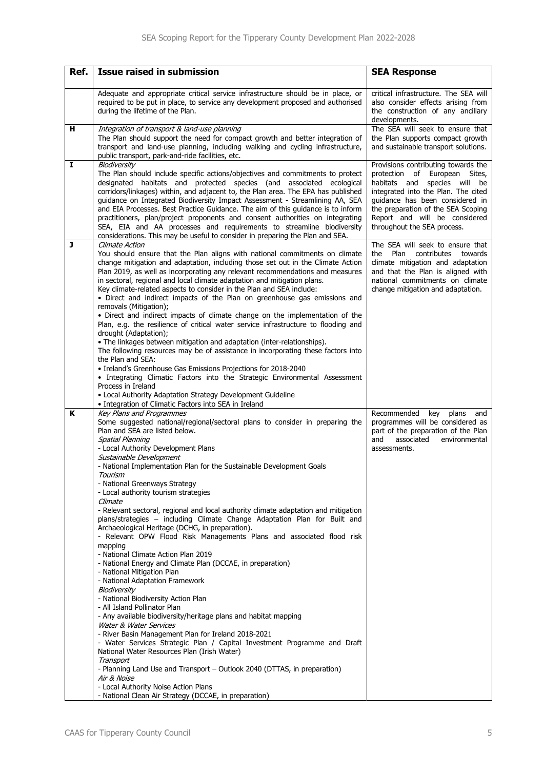| Ref. | Issue raised in submission | SEA Response |
|---|---|---|
| | Adequate and appropriate critical service infrastructure should be in place, or required to be put in place, to service any development proposed and authorised during the lifetime of the Plan. | critical infrastructure. The SEA will also consider effects arising from the construction of any ancillary developments. |
| H | *Integration of transport & land-use planning*<br>The Plan should support the need for compact growth and better integration of transport and land-use planning, including walking and cycling infrastructure, public transport, park-and-ride facilities, etc. | The SEA will seek to ensure that the Plan supports compact growth and sustainable transport solutions. |
| I | *Biodiversity*<br>The Plan should include specific actions/objectives and commitments to protect designated habitats and protected species (and associated ecological corridors/linkages) within, and adjacent to, the Plan area. The EPA has published guidance on Integrated Biodiversity Impact Assessment - Streamlining AA, SEA and EIA Processes. Best Practice Guidance. The aim of this guidance is to inform practitioners, plan/project proponents and consent authorities on integrating SEA, EIA and AA processes and requirements to streamline biodiversity considerations. This may be useful to consider in preparing the Plan and SEA. | Provisions contributing towards the protection of European Sites, habitats and species will be integrated into the Plan. The cited guidance has been considered in the preparation of the SEA Scoping Report and will be considered throughout the SEA process. |
| J | *Climate Action*<br>You should ensure that the Plan aligns with national commitments on climate change mitigation and adaptation, including those set out in the Climate Action Plan 2019, as well as incorporating any relevant recommendations and measures in sectoral, regional and local climate adaptation and mitigation plans.<br>Key climate-related aspects to consider in the Plan and SEA include:<br>• Direct and indirect impacts of the Plan on greenhouse gas emissions and removals (Mitigation);<br>• Direct and indirect impacts of climate change on the implementation of the Plan, e.g. the resilience of critical water service infrastructure to flooding and drought (Adaptation);<br>• The linkages between mitigation and adaptation (inter-relationships).<br>The following resources may be of assistance in incorporating these factors into the Plan and SEA:<br>• Ireland's Greenhouse Gas Emissions Projections for 2018-2040<br>• Integrating Climatic Factors into the Strategic Environmental Assessment Process in Ireland<br>• Local Authority Adaptation Strategy Development Guideline<br>• Integration of Climatic Factors into SEA in Ireland | The SEA will seek to ensure that the Plan contributes towards climate mitigation and adaptation and that the Plan is aligned with national commitments on climate change mitigation and adaptation. |
| K | *Key Plans and Programmes*<br>Some suggested national/regional/sectoral plans to consider in preparing the Plan and SEA are listed below.<br>*Spatial Planning*<br>- Local Authority Development Plans<br>*Sustainable Development*<br>- National Implementation Plan for the Sustainable Development Goals<br>*Tourism*<br>- National Greenways Strategy<br>- Local authority tourism strategies<br>*Climate*<br>- Relevant sectoral, regional and local authority climate adaptation and mitigation plans/strategies – including Climate Change Adaptation Plan for Built and Archaeological Heritage (DCHG, in preparation).<br>- Relevant OPW Flood Risk Managements Plans and associated flood risk mapping<br>- National Climate Action Plan 2019<br>- National Energy and Climate Plan (DCCAE, in preparation)<br>- National Mitigation Plan<br>- National Adaptation Framework<br>*Biodiversity*<br>- National Biodiversity Action Plan<br>- All Island Pollinator Plan<br>- Any available biodiversity/heritage plans and habitat mapping<br>*Water & Water Services*<br>- River Basin Management Plan for Ireland 2018-2021<br>- Water Services Strategic Plan / Capital Investment Programme and Draft National Water Resources Plan (Irish Water)<br>*Transport*<br>- Planning Land Use and Transport – Outlook 2040 (DTTAS, in preparation)<br>*Air & Noise*<br>- Local Authority Noise Action Plans<br>- National Clean Air Strategy (DCCAE, in preparation) | Recommended key plans and programmes will be considered as part of the preparation of the Plan and associated environmental assessments. |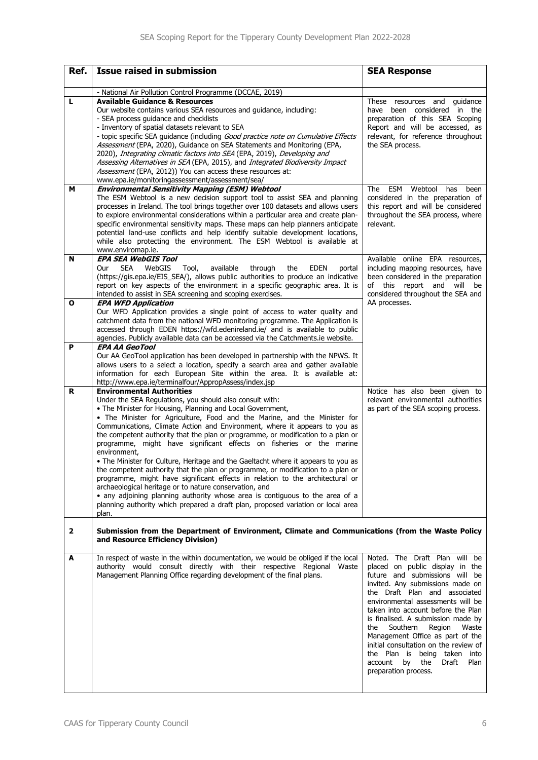| Ref. | Issue raised in submission | SEA Response |
|---|---|---|
| | - National Air Pollution Control Programme (DCCAE, 2019) | |
| L | **Available Guidance & Resources**<br>Our website contains various SEA resources and guidance, including:<br>- SEA process guidance and checklists<br>- Inventory of spatial datasets relevant to SEA<br>- topic specific SEA guidance (including *Good practice note on Cumulative Effects Assessment* (EPA, 2020), Guidance on SEA Statements and Monitoring (EPA, 2020), *Integrating climatic factors into SEA* (EPA, 2019), *Developing and Assessing Alternatives in SEA* (EPA, 2015), and *Integrated Biodiversity Impact Assessment* (EPA, 2012)) You can access these resources at: www.epa.ie/monitoringassessment/assessment/sea/ | These resources and guidance have been considered in the preparation of this SEA Scoping Report and will be accessed, as relevant, for reference throughout the SEA process. |
| M | ***Environmental Sensitivity Mapping (ESM) Webtool***<br>The ESM Webtool is a new decision support tool to assist SEA and planning processes in Ireland. The tool brings together over 100 datasets and allows users to explore environmental considerations within a particular area and create plan-specific environmental sensitivity maps. These maps can help planners anticipate potential land-use conflicts and help identify suitable development locations, while also protecting the environment. The ESM Webtool is available at www.enviromap.ie. | The ESM Webtool has been considered in the preparation of this report and will be considered throughout the SEA process, where relevant. |
| N | ***EPA SEA WebGIS Tool***<br>Our SEA WebGIS Tool, available through the EDEN portal (https://gis.epa.ie/EIS_SEA/), allows public authorities to produce an indicative report on key aspects of the environment in a specific geographic area. It is intended to assist in SEA screening and scoping exercises. | Available online EPA resources, including mapping resources, have been considered in the preparation of this report and will be considered throughout the SEA and AA processes. |
| O | ***EPA WFD Application***<br>Our WFD Application provides a single point of access to water quality and catchment data from the national WFD monitoring programme. The Application is accessed through EDEN https://wfd.edenireland.ie/ and is available to public agencies. Publicly available data can be accessed via the Catchments.ie website. | |
| P | ***EPA AA GeoTool***<br>Our AA GeoTool application has been developed in partnership with the NPWS. It allows users to a select a location, specify a search area and gather available information for each European Site within the area. It is available at: http://www.epa.ie/terminalfour/AppropAssess/index.jsp | |
| R | **Environmental Authorities**<br>Under the SEA Regulations, you should also consult with:<br>• The Minister for Housing, Planning and Local Government,<br>• The Minister for Agriculture, Food and the Marine, and the Minister for Communications, Climate Action and Environment, where it appears to you as the competent authority that the plan or programme, or modification to a plan or programme, might have significant effects on fisheries or the marine environment,<br>• The Minister for Culture, Heritage and the Gaeltacht where it appears to you as the competent authority that the plan or programme, or modification to a plan or programme, might have significant effects in relation to the architectural or archaeological heritage or to nature conservation, and<br>• any adjoining planning authority whose area is contiguous to the area of a planning authority which prepared a draft plan, proposed variation or local area plan. | Notice has also been given to relevant environmental authorities as part of the SEA scoping process. |
| **2** | **Submission from the Department of Environment, Climate and Communications (from the Waste Policy and Resource Efficiency Division)** | |
| A | In respect of waste in the within documentation, we would be obliged if the local authority would consult directly with their respective Regional Waste Management Planning Office regarding development of the final plans. | Noted. The Draft Plan will be placed on public display in the future and submissions will be invited. Any submissions made on the Draft Plan and associated environmental assessments will be taken into account before the Plan is finalised. A submission made by the Southern Region Waste Management Office as part of the initial consultation on the review of the Plan is being taken into account by the Draft Plan preparation process. |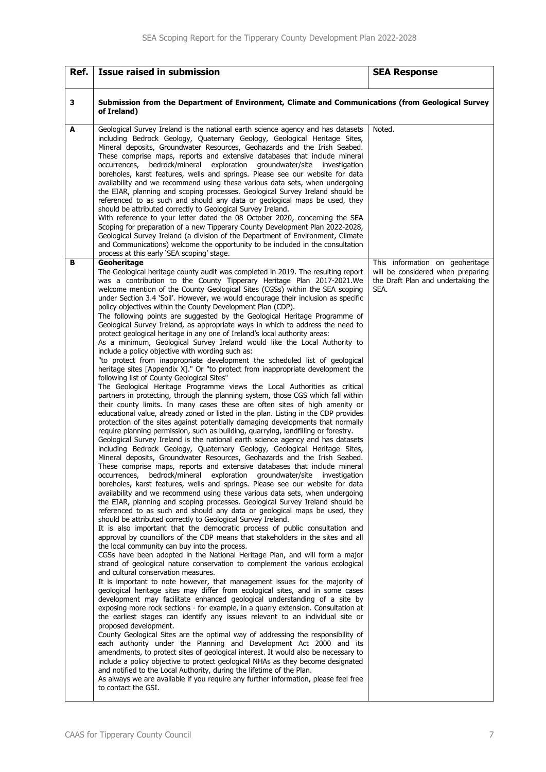| Ref. | Issue raised in submission | SEA Response |
| --- | --- | --- |
| **3** | **Submission from the Department of Environment, Climate and Communications (from Geological Survey of Ireland)** | |
| **A** | Geological Survey Ireland is the national earth science agency and has datasets including Bedrock Geology, Quaternary Geology, Geological Heritage Sites, Mineral deposits, Groundwater Resources, Geohazards and the Irish Seabed. These comprise maps, reports and extensive databases that include mineral occurrences, bedrock/mineral exploration groundwater/site investigation boreholes, karst features, wells and springs. Please see our website for data availability and we recommend using these various data sets, when undergoing the EIAR, planning and scoping processes. Geological Survey Ireland should be referenced to as such and should any data or geological maps be used, they should be attributed correctly to Geological Survey Ireland.<br>With reference to your letter dated the 08 October 2020, concerning the SEA Scoping for preparation of a new Tipperary County Development Plan 2022-2028, Geological Survey Ireland (a division of the Department of Environment, Climate and Communications) welcome the opportunity to be included in the consultation process at this early 'SEA scoping' stage. | Noted. |
| **B** | **Geoheritage**<br>The Geological heritage county audit was completed in 2019. The resulting report was a contribution to the County Tipperary Heritage Plan 2017-2021.We welcome mention of the County Geological Sites (CGSs) within the SEA scoping under Section 3.4 'Soil'. However, we would encourage their inclusion as specific policy objectives within the County Development Plan (CDP).<br>The following points are suggested by the Geological Heritage Programme of Geological Survey Ireland, as appropriate ways in which to address the need to protect geological heritage in any one of Ireland's local authority areas:<br>As a minimum, Geological Survey Ireland would like the Local Authority to include a policy objective with wording such as:<br>"to protect from inappropriate development the scheduled list of geological heritage sites [Appendix X]." Or "to protect from inappropriate development the following list of County Geological Sites"<br>The Geological Heritage Programme views the Local Authorities as critical partners in protecting, through the planning system, those CGS which fall within their county limits. In many cases these are often sites of high amenity or educational value, already zoned or listed in the plan. Listing in the CDP provides protection of the sites against potentially damaging developments that normally require planning permission, such as building, quarrying, landfilling or forestry.<br>Geological Survey Ireland is the national earth science agency and has datasets including Bedrock Geology, Quaternary Geology, Geological Heritage Sites, Mineral deposits, Groundwater Resources, Geohazards and the Irish Seabed. These comprise maps, reports and extensive databases that include mineral occurrences, bedrock/mineral exploration groundwater/site investigation boreholes, karst features, wells and springs. Please see our website for data availability and we recommend using these various data sets, when undergoing the EIAR, planning and scoping processes. Geological Survey Ireland should be referenced to as such and should any data or geological maps be used, they should be attributed correctly to Geological Survey Ireland.<br>It is also important that the democratic process of public consultation and approval by councillors of the CDP means that stakeholders in the sites and all the local community can buy into the process.<br>CGSs have been adopted in the National Heritage Plan, and will form a major strand of geological nature conservation to complement the various ecological and cultural conservation measures.<br>It is important to note however, that management issues for the majority of geological heritage sites may differ from ecological sites, and in some cases development may facilitate enhanced geological understanding of a site by exposing more rock sections - for example, in a quarry extension. Consultation at the earliest stages can identify any issues relevant to an individual site or proposed development.<br>County Geological Sites are the optimal way of addressing the responsibility of each authority under the Planning and Development Act 2000 and its amendments, to protect sites of geological interest. It would also be necessary to include a policy objective to protect geological NHAs as they become designated and notified to the Local Authority, during the lifetime of the Plan.<br>As always we are available if you require any further information, please feel free to contact the GSI. | This information on geoheritage will be considered when preparing the Draft Plan and undertaking the SEA. |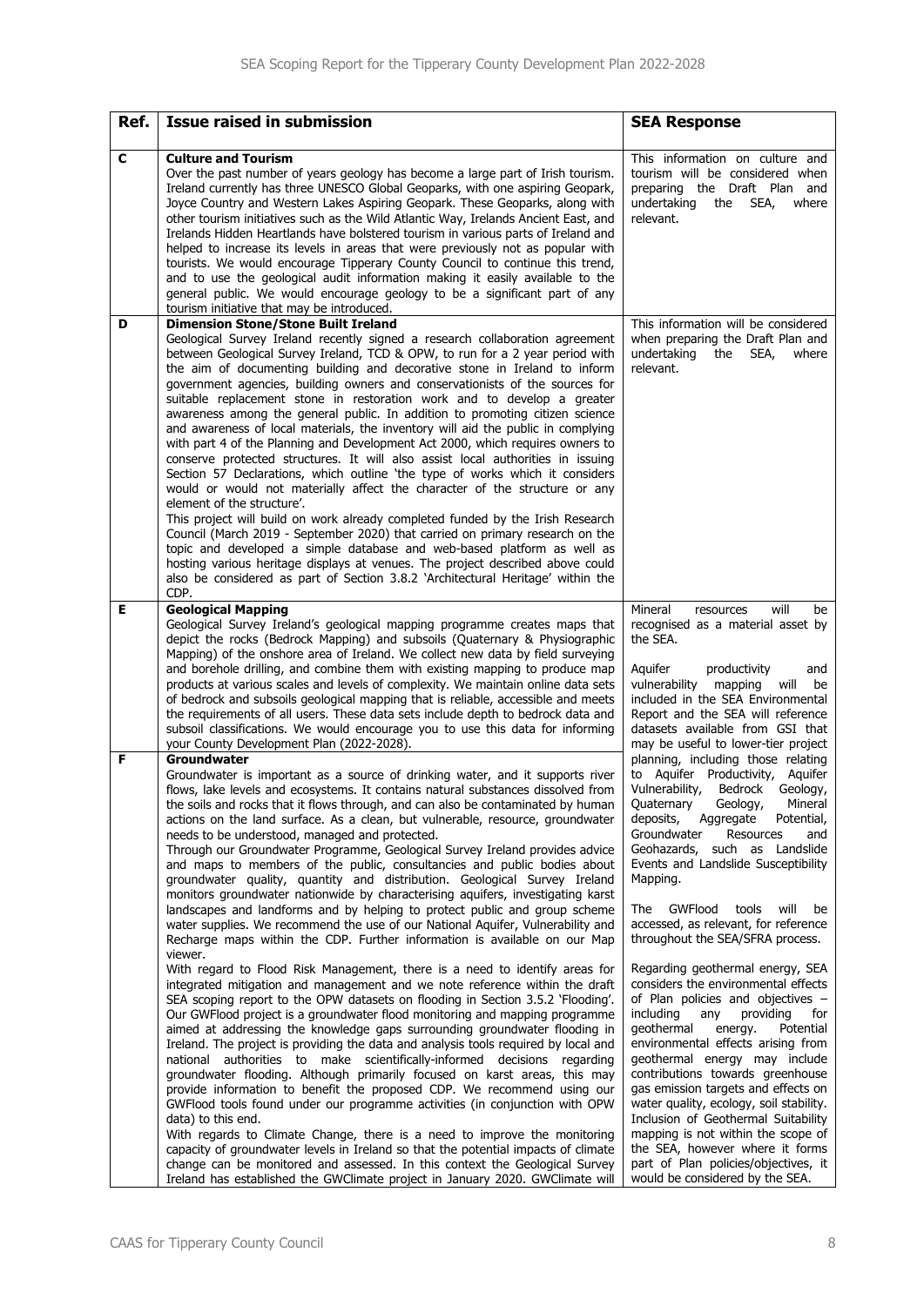| Ref. | Issue raised in submission | SEA Response |
|---|---|---|
| C | **Culture and Tourism**<br>Over the past number of years geology has become a large part of Irish tourism. Ireland currently has three UNESCO Global Geoparks, with one aspiring Geopark, Joyce Country and Western Lakes Aspiring Geopark. These Geoparks, along with other tourism initiatives such as the Wild Atlantic Way, Irelands Ancient East, and Irelands Hidden Heartlands have bolstered tourism in various parts of Ireland and helped to increase its levels in areas that were previously not as popular with tourists. We would encourage Tipperary County Council to continue this trend, and to use the geological audit information making it easily available to the general public. We would encourage geology to be a significant part of any tourism initiative that may be introduced. | This information on culture and tourism will be considered when preparing the Draft Plan and undertaking the SEA, where relevant. |
| D | **Dimension Stone/Stone Built Ireland**<br>Geological Survey Ireland recently signed a research collaboration agreement between Geological Survey Ireland, TCD & OPW, to run for a 2 year period with the aim of documenting building and decorative stone in Ireland to inform government agencies, building owners and conservationists of the sources for suitable replacement stone in restoration work and to develop a greater awareness among the general public. In addition to promoting citizen science and awareness of local materials, the inventory will aid the public in complying with part 4 of the Planning and Development Act 2000, which requires owners to conserve protected structures. It will also assist local authorities in issuing Section 57 Declarations, which outline 'the type of works which it considers would or would not materially affect the character of the structure or any element of the structure'.<br>This project will build on work already completed funded by the Irish Research Council (March 2019 - September 2020) that carried on primary research on the topic and developed a simple database and web-based platform as well as hosting various heritage displays at venues. The project described above could also be considered as part of Section 3.8.2 'Architectural Heritage' within the CDP. | This information will be considered when preparing the Draft Plan and undertaking the SEA, where relevant. |
| E | **Geological Mapping**<br>Geological Survey Ireland's geological mapping programme creates maps that depict the rocks (Bedrock Mapping) and subsoils (Quaternary & Physiographic Mapping) of the onshore area of Ireland. We collect new data by field surveying and borehole drilling, and combine them with existing mapping to produce map products at various scales and levels of complexity. We maintain online data sets of bedrock and subsoils geological mapping that is reliable, accessible and meets the requirements of all users. These data sets include depth to bedrock data and subsoil classifications. We would encourage you to use this data for informing your County Development Plan (2022-2028). | Mineral resources will be recognised as a material asset by the SEA.<br><br>Aquifer productivity and vulnerability mapping will be included in the SEA Environmental Report and the SEA will reference datasets available from GSI that may be useful to lower-tier project planning, including those relating to Aquifer Productivity, Aquifer Vulnerability, Bedrock Geology, Quaternary Geology, Mineral deposits, Aggregate Potential, Groundwater Resources and Geohazards, such as Landslide Events and Landslide Susceptibility Mapping.<br><br>The GWFlood tools will be accessed, as relevant, for reference throughout the SEA/SFRA process.<br><br>Regarding geothermal energy, SEA considers the environmental effects of Plan policies and objectives – including any providing for geothermal energy. Potential environmental effects arising from geothermal energy may include contributions towards greenhouse gas emission targets and effects on water quality, ecology, soil stability. Inclusion of Geothermal Suitability mapping is not within the scope of the SEA, however where it forms part of Plan policies/objectives, it would be considered by the SEA. |
| F | **Groundwater**<br>Groundwater is important as a source of drinking water, and it supports river flows, lake levels and ecosystems. It contains natural substances dissolved from the soils and rocks that it flows through, and can also be contaminated by human actions on the land surface. As a clean, but vulnerable, resource, groundwater needs to be understood, managed and protected.<br>Through our Groundwater Programme, Geological Survey Ireland provides advice and maps to members of the public, consultancies and public bodies about groundwater quality, quantity and distribution. Geological Survey Ireland monitors groundwater nationwide by characterising aquifers, investigating karst landscapes and landforms and by helping to protect public and group scheme water supplies. We recommend the use of our National Aquifer, Vulnerability and Recharge maps within the CDP. Further information is available on our Map viewer.<br>With regard to Flood Risk Management, there is a need to identify areas for integrated mitigation and management and we note reference within the draft SEA scoping report to the OPW datasets on flooding in Section 3.5.2 'Flooding'. Our GWFlood project is a groundwater flood monitoring and mapping programme aimed at addressing the knowledge gaps surrounding groundwater flooding in Ireland. The project is providing the data and analysis tools required by local and national authorities to make scientifically-informed decisions regarding groundwater flooding. Although primarily focused on karst areas, this may provide information to benefit the proposed CDP. We recommend using our GWFlood tools found under our programme activities (in conjunction with OPW data) to this end.<br>With regards to Climate Change, there is a need to improve the monitoring capacity of groundwater levels in Ireland so that the potential impacts of climate change can be monitored and assessed. In this context the Geological Survey Ireland has established the GWClimate project in January 2020. GWClimate will | |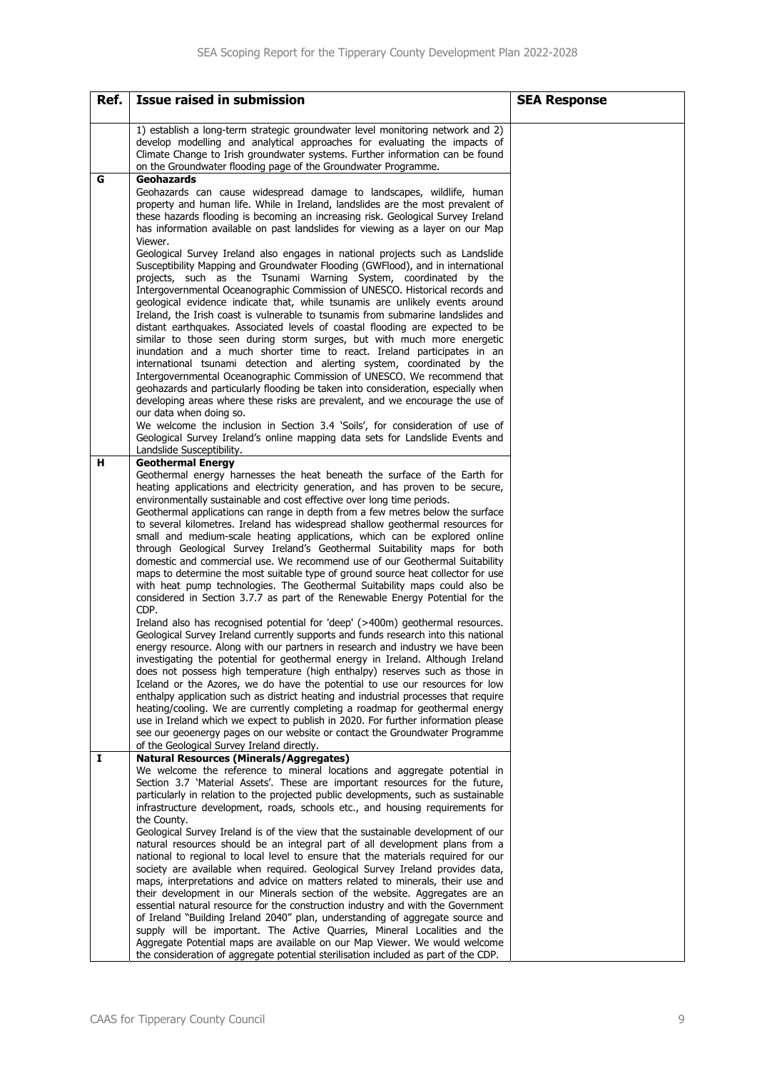| Ref. | Issue raised in submission | SEA Response |
|---|---|---|
| | 1) establish a long-term strategic groundwater level monitoring network and 2) develop modelling and analytical approaches for evaluating the impacts of Climate Change to Irish groundwater systems. Further information can be found on the Groundwater flooding page of the Groundwater Programme. | |
| G | **Geohazards**<br>Geohazards can cause widespread damage to landscapes, wildlife, human property and human life. While in Ireland, landslides are the most prevalent of these hazards flooding is becoming an increasing risk. Geological Survey Ireland has information available on past landslides for viewing as a layer on our Map Viewer.<br>Geological Survey Ireland also engages in national projects such as Landslide Susceptibility Mapping and Groundwater Flooding (GWFlood), and in international projects, such as the Tsunami Warning System, coordinated by the Intergovernmental Oceanographic Commission of UNESCO. Historical records and geological evidence indicate that, while tsunamis are unlikely events around Ireland, the Irish coast is vulnerable to tsunamis from submarine landslides and distant earthquakes. Associated levels of coastal flooding are expected to be similar to those seen during storm surges, but with much more energetic inundation and a much shorter time to react. Ireland participates in an international tsunami detection and alerting system, coordinated by the Intergovernmental Oceanographic Commission of UNESCO. We recommend that geohazards and particularly flooding be taken into consideration, especially when developing areas where these risks are prevalent, and we encourage the use of our data when doing so.<br>We welcome the inclusion in Section 3.4 'Soils', for consideration of use of Geological Survey Ireland's online mapping data sets for Landslide Events and Landslide Susceptibility. | |
| H | **Geothermal Energy**<br>Geothermal energy harnesses the heat beneath the surface of the Earth for heating applications and electricity generation, and has proven to be secure, environmentally sustainable and cost effective over long time periods.<br>Geothermal applications can range in depth from a few metres below the surface to several kilometres. Ireland has widespread shallow geothermal resources for small and medium-scale heating applications, which can be explored online through Geological Survey Ireland's Geothermal Suitability maps for both domestic and commercial use. We recommend use of our Geothermal Suitability maps to determine the most suitable type of ground source heat collector for use with heat pump technologies. The Geothermal Suitability maps could also be considered in Section 3.7.7 as part of the Renewable Energy Potential for the CDP.<br>Ireland also has recognised potential for 'deep' (>400m) geothermal resources. Geological Survey Ireland currently supports and funds research into this national energy resource. Along with our partners in research and industry we have been investigating the potential for geothermal energy in Ireland. Although Ireland does not possess high temperature (high enthalpy) reserves such as those in Iceland or the Azores, we do have the potential to use our resources for low enthalpy application such as district heating and industrial processes that require heating/cooling. We are currently completing a roadmap for geothermal energy use in Ireland which we expect to publish in 2020. For further information please see our geoenergy pages on our website or contact the Groundwater Programme of the Geological Survey Ireland directly. | |
| I | **Natural Resources (Minerals/Aggregates)**<br>We welcome the reference to mineral locations and aggregate potential in Section 3.7 'Material Assets'. These are important resources for the future, particularly in relation to the projected public developments, such as sustainable infrastructure development, roads, schools etc., and housing requirements for the County.<br>Geological Survey Ireland is of the view that the sustainable development of our natural resources should be an integral part of all development plans from a national to regional to local level to ensure that the materials required for our society are available when required. Geological Survey Ireland provides data, maps, interpretations and advice on matters related to minerals, their use and their development in our Minerals section of the website. Aggregates are an essential natural resource for the construction industry and with the Government of Ireland "Building Ireland 2040" plan, understanding of aggregate source and supply will be important. The Active Quarries, Mineral Localities and the Aggregate Potential maps are available on our Map Viewer. We would welcome the consideration of aggregate potential sterilisation included as part of the CDP. | |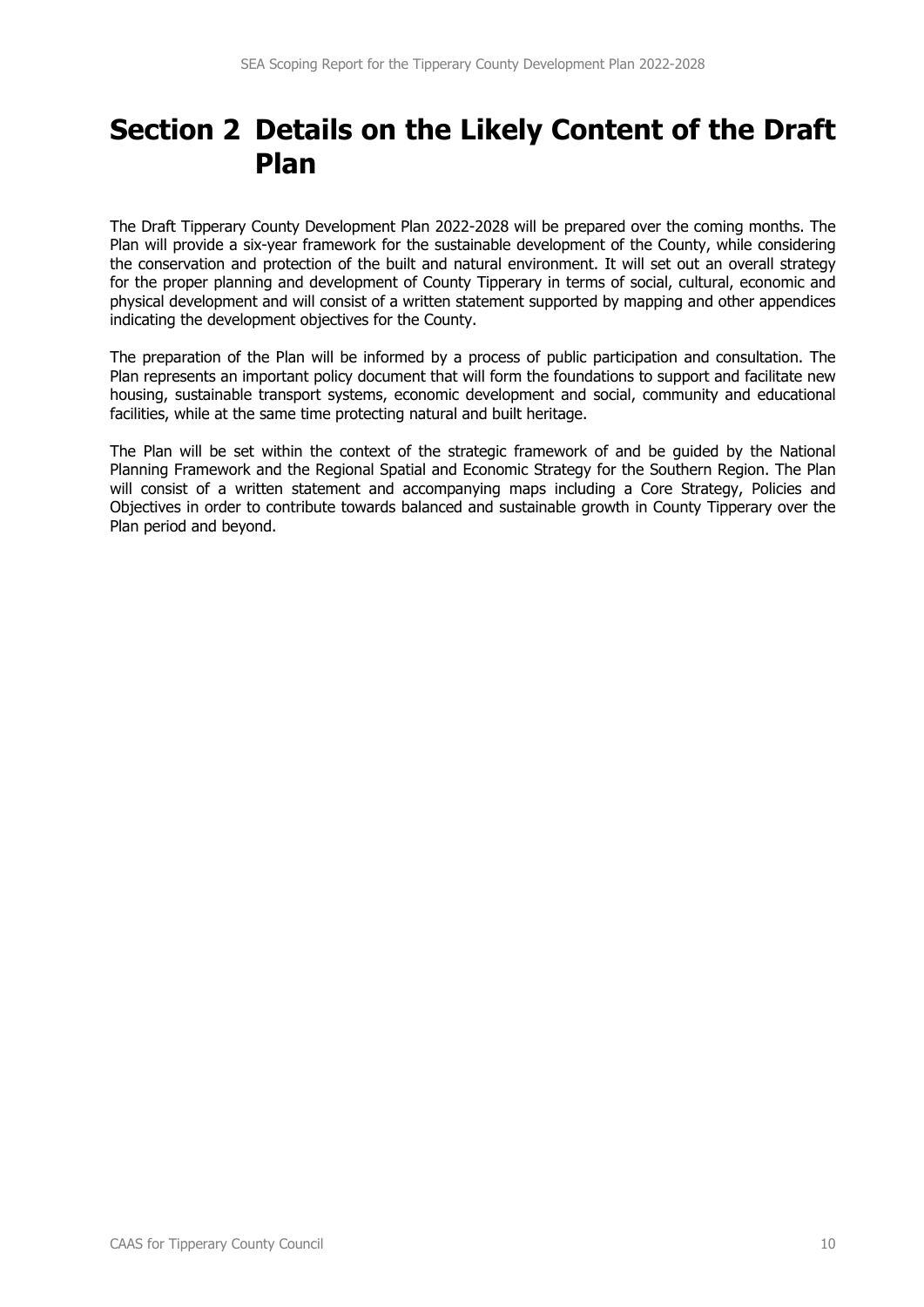# Section 2 Details on the Likely Content of the Draft Plan

The Draft Tipperary County Development Plan 2022-2028 will be prepared over the coming months. The Plan will provide a six-year framework for the sustainable development of the County, while considering the conservation and protection of the built and natural environment. It will set out an overall strategy for the proper planning and development of County Tipperary in terms of social, cultural, economic and physical development and will consist of a written statement supported by mapping and other appendices indicating the development objectives for the County.

The preparation of the Plan will be informed by a process of public participation and consultation. The Plan represents an important policy document that will form the foundations to support and facilitate new housing, sustainable transport systems, economic development and social, community and educational facilities, while at the same time protecting natural and built heritage.

The Plan will be set within the context of the strategic framework of and be guided by the National Planning Framework and the Regional Spatial and Economic Strategy for the Southern Region. The Plan will consist of a written statement and accompanying maps including a Core Strategy, Policies and Objectives in order to contribute towards balanced and sustainable growth in County Tipperary over the Plan period and beyond.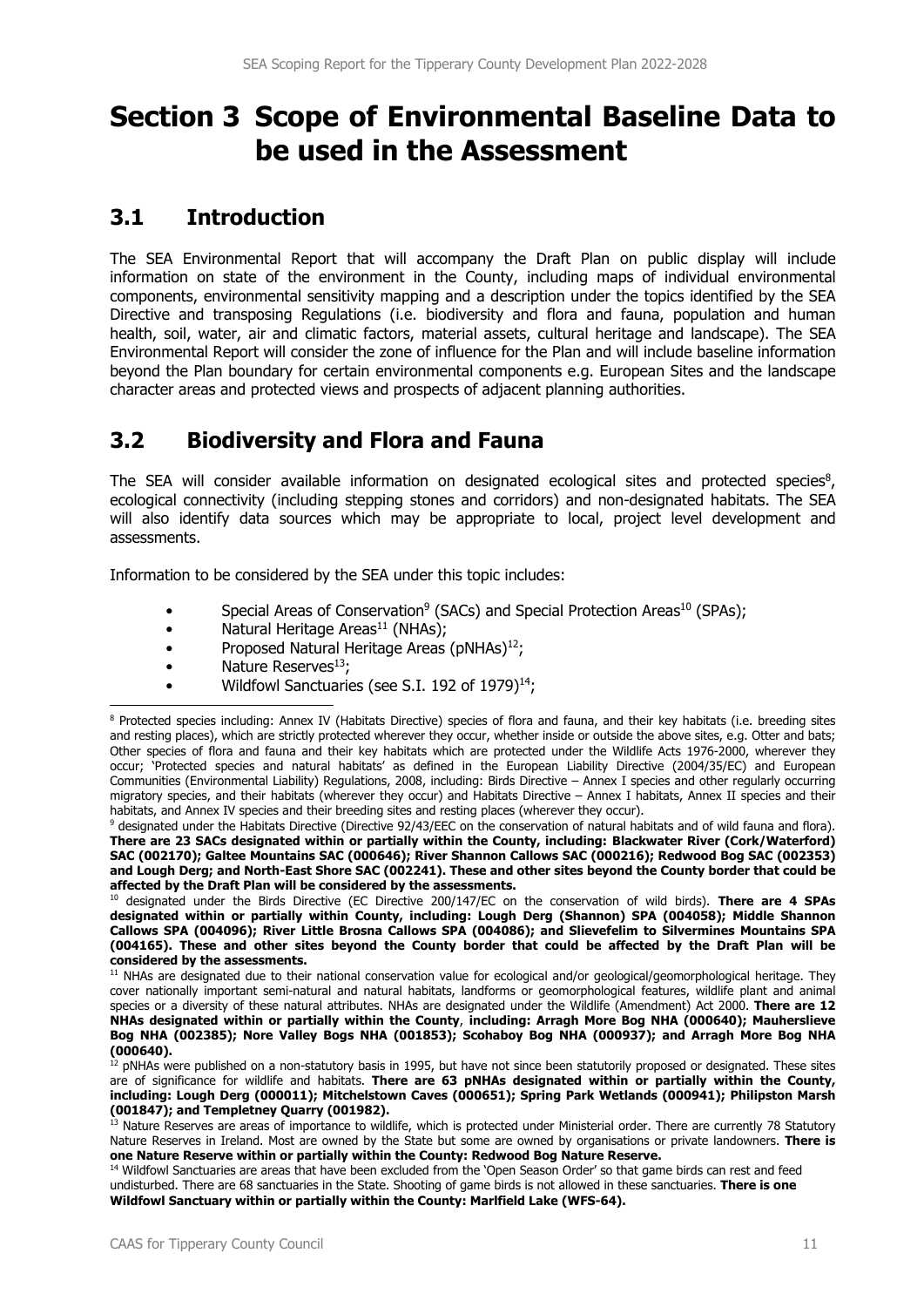# Section 3 Scope of Environmental Baseline Data to be used in the Assessment

## 3.1 Introduction

The SEA Environmental Report that will accompany the Draft Plan on public display will include information on state of the environment in the County, including maps of individual environmental components, environmental sensitivity mapping and a description under the topics identified by the SEA Directive and transposing Regulations (i.e. biodiversity and flora and fauna, population and human health, soil, water, air and climatic factors, material assets, cultural heritage and landscape). The SEA Environmental Report will consider the zone of influence for the Plan and will include baseline information beyond the Plan boundary for certain environmental components e.g. European Sites and the landscape character areas and protected views and prospects of adjacent planning authorities.

## 3.2 Biodiversity and Flora and Fauna

The SEA will consider available information on designated ecological sites and protected species[8], ecological connectivity (including stepping stones and corridors) and non-designated habitats. The SEA will also identify data sources which may be appropriate to local, project level development and assessments.

Information to be considered by the SEA under this topic includes:

- Special Areas of Conservation[9] (SACs) and Special Protection Areas[10] (SPAs);
- Natural Heritage Areas[11] (NHAs);
- Proposed Natural Heritage Areas (pNHAs)[12];
- Nature Reserves[13];
- Wildfowl Sanctuaries (see S.I. 192 of 1979)[14];

---

[8] Protected species including: Annex IV (Habitats Directive) species of flora and fauna, and their key habitats (i.e. breeding sites and resting places), which are strictly protected wherever they occur, whether inside or outside the above sites, e.g. Otter and bats; Other species of flora and fauna and their key habitats which are protected under the Wildlife Acts 1976-2000, wherever they occur; 'Protected species and natural habitats' as defined in the European Liability Directive (2004/35/EC) and European Communities (Environmental Liability) Regulations, 2008, including: Birds Directive – Annex I species and other regularly occurring migratory species, and their habitats (wherever they occur) and Habitats Directive – Annex I habitats, Annex II species and their habitats, and Annex IV species and their breeding sites and resting places (wherever they occur).

[9] designated under the Habitats Directive (Directive 92/43/EEC on the conservation of natural habitats and of wild fauna and flora). **There are 23 SACs designated within or partially within the County, including: Blackwater River (Cork/Waterford) SAC (002170); Galtee Mountains SAC (000646); River Shannon Callows SAC (000216); Redwood Bog SAC (002353) and Lough Derg; and North-East Shore SAC (002241). These and other sites beyond the County border that could be affected by the Draft Plan will be considered by the assessments.**

[10] designated under the Birds Directive (EC Directive 200/147/EC on the conservation of wild birds). **There are 4 SPAs designated within or partially within County, including: Lough Derg (Shannon) SPA (004058); Middle Shannon Callows SPA (004096); River Little Brosna Callows SPA (004086); and Slievefelim to Silvermines Mountains SPA (004165). These and other sites beyond the County border that could be affected by the Draft Plan will be considered by the assessments.**

[11] NHAs are designated due to their national conservation value for ecological and/or geological/geomorphological heritage. They cover nationally important semi-natural and natural habitats, landforms or geomorphological features, wildlife plant and animal species or a diversity of these natural attributes. NHAs are designated under the Wildlife (Amendment) Act 2000. **There are 12 NHAs designated within or partially within the County, including: Arragh More Bog NHA (000640); Mauherslieve Bog NHA (002385); Nore Valley Bogs NHA (001853); Scohaboy Bog NHA (000937); and Arragh More Bog NHA (000640).**

[12] pNHAs were published on a non-statutory basis in 1995, but have not since been statutorily proposed or designated. These sites are of significance for wildlife and habitats. **There are 63 pNHAs designated within or partially within the County, including: Lough Derg (000011); Mitchelstown Caves (000651); Spring Park Wetlands (000941); Philipston Marsh (001847); and Templetney Quarry (001982).**

[13] Nature Reserves are areas of importance to wildlife, which is protected under Ministerial order. There are currently 78 Statutory Nature Reserves in Ireland. Most are owned by the State but some are owned by organisations or private landowners. **There is one Nature Reserve within or partially within the County: Redwood Bog Nature Reserve.**

[14] Wildfowl Sanctuaries are areas that have been excluded from the 'Open Season Order' so that game birds can rest and feed undisturbed. There are 68 sanctuaries in the State. Shooting of game birds is not allowed in these sanctuaries. **There is one Wildfowl Sanctuary within or partially within the County: Marlfield Lake (WFS-64).**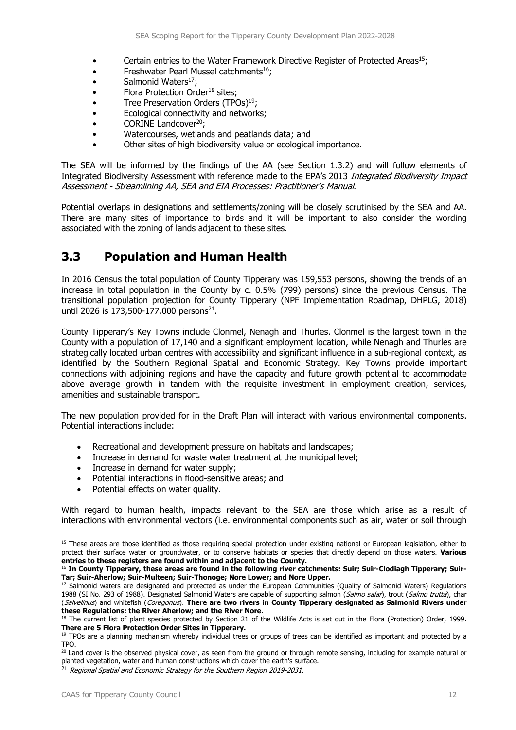- Certain entries to the Water Framework Directive Register of Protected Areas[15];
- Freshwater Pearl Mussel catchments[16];
- Salmonid Waters[17];
- Flora Protection Order[18] sites;
- Tree Preservation Orders (TPOs)[19];
- Ecological connectivity and networks;
- CORINE Landcover[20];
- Watercourses, wetlands and peatlands data; and
- Other sites of high biodiversity value or ecological importance.

The SEA will be informed by the findings of the AA (see Section 1.3.2) and will follow elements of Integrated Biodiversity Assessment with reference made to the EPA's 2013 *Integrated Biodiversity Impact Assessment - Streamlining AA, SEA and EIA Processes: Practitioner's Manual*.

Potential overlaps in designations and settlements/zoning will be closely scrutinised by the SEA and AA. There are many sites of importance to birds and it will be important to also consider the wording associated with the zoning of lands adjacent to these sites.

## 3.3 Population and Human Health

In 2016 Census the total population of County Tipperary was 159,553 persons, showing the trends of an increase in total population in the County by c. 0.5% (799) persons) since the previous Census. The transitional population projection for County Tipperary (NPF Implementation Roadmap, DHPLG, 2018) until 2026 is 173,500-177,000 persons[21].

County Tipperary's Key Towns include Clonmel, Nenagh and Thurles. Clonmel is the largest town in the County with a population of 17,140 and a significant employment location, while Nenagh and Thurles are strategically located urban centres with accessibility and significant influence in a sub-regional context, as identified by the Southern Regional Spatial and Economic Strategy. Key Towns provide important connections with adjoining regions and have the capacity and future growth potential to accommodate above average growth in tandem with the requisite investment in employment creation, services, amenities and sustainable transport.

The new population provided for in the Draft Plan will interact with various environmental components. Potential interactions include:

- Recreational and development pressure on habitats and landscapes;
- Increase in demand for waste water treatment at the municipal level;
- Increase in demand for water supply;
- Potential interactions in flood-sensitive areas; and
- Potential effects on water quality.

With regard to human health, impacts relevant to the SEA are those which arise as a result of interactions with environmental vectors (i.e. environmental components such as air, water or soil through

---

[15] These areas are those identified as those requiring special protection under existing national or European legislation, either to protect their surface water or groundwater, or to conserve habitats or species that directly depend on those waters. **Various entries to these registers are found within and adjacent to the County.**

[16] **In County Tipperary, these areas are found in the following river catchments: Suir; Suir-Clodiagh Tipperary; Suir-Tar; Suir-Aherlow; Suir-Multeen; Suir-Thonoge; Nore Lower; and Nore Upper.**

[17] Salmonid waters are designated and protected as under the European Communities (Quality of Salmonid Waters) Regulations 1988 (SI No. 293 of 1988). Designated Salmonid Waters are capable of supporting salmon (*Salmo salar*), trout (*Salmo trutta*), char (*Salvelinus*) and whitefish (*Coregonus*). **There are two rivers in County Tipperary designated as Salmonid Rivers under these Regulations: the River Aherlow; and the River Nore.**

[18] The current list of plant species protected by Section 21 of the Wildlife Acts is set out in the Flora (Protection) Order, 1999. **There are 5 Flora Protection Order Sites in Tipperary.**

[19] TPOs are a planning mechanism whereby individual trees or groups of trees can be identified as important and protected by a TPO.

[20] Land cover is the observed physical cover, as seen from the ground or through remote sensing, including for example natural or planted vegetation, water and human constructions which cover the earth's surface.

[21] *Regional Spatial and Economic Strategy for the Southern Region 2019-2031.*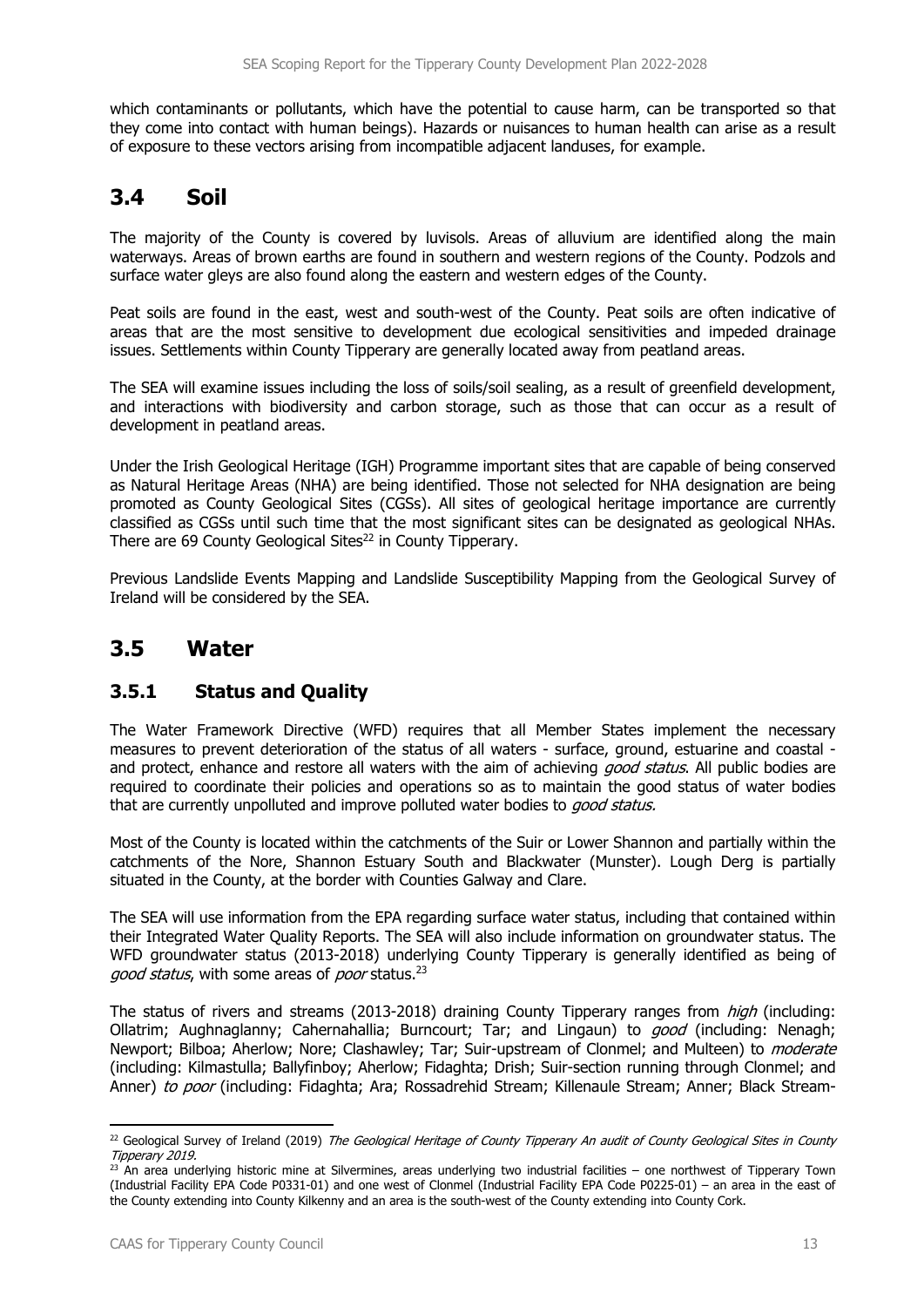which contaminants or pollutants, which have the potential to cause harm, can be transported so that they come into contact with human beings). Hazards or nuisances to human health can arise as a result of exposure to these vectors arising from incompatible adjacent landuses, for example.

## 3.4 Soil

The majority of the County is covered by luvisols. Areas of alluvium are identified along the main waterways. Areas of brown earths are found in southern and western regions of the County. Podzols and surface water gleys are also found along the eastern and western edges of the County.

Peat soils are found in the east, west and south-west of the County. Peat soils are often indicative of areas that are the most sensitive to development due ecological sensitivities and impeded drainage issues. Settlements within County Tipperary are generally located away from peatland areas.

The SEA will examine issues including the loss of soils/soil sealing, as a result of greenfield development, and interactions with biodiversity and carbon storage, such as those that can occur as a result of development in peatland areas.

Under the Irish Geological Heritage (IGH) Programme important sites that are capable of being conserved as Natural Heritage Areas (NHA) are being identified. Those not selected for NHA designation are being promoted as County Geological Sites (CGSs). All sites of geological heritage importance are currently classified as CGSs until such time that the most significant sites can be designated as geological NHAs. There are 69 County Geological Sites[22] in County Tipperary.

Previous Landslide Events Mapping and Landslide Susceptibility Mapping from the Geological Survey of Ireland will be considered by the SEA.

## 3.5 Water

### 3.5.1 Status and Quality

The Water Framework Directive (WFD) requires that all Member States implement the necessary measures to prevent deterioration of the status of all waters - surface, ground, estuarine and coastal - and protect, enhance and restore all waters with the aim of achieving *good status*. All public bodies are required to coordinate their policies and operations so as to maintain the good status of water bodies that are currently unpolluted and improve polluted water bodies to *good status.*

Most of the County is located within the catchments of the Suir or Lower Shannon and partially within the catchments of the Nore, Shannon Estuary South and Blackwater (Munster). Lough Derg is partially situated in the County, at the border with Counties Galway and Clare.

The SEA will use information from the EPA regarding surface water status, including that contained within their Integrated Water Quality Reports. The SEA will also include information on groundwater status. The WFD groundwater status (2013-2018) underlying County Tipperary is generally identified as being of *good status*, with some areas of *poor* status.[23]

The status of rivers and streams (2013-2018) draining County Tipperary ranges from *high* (including: Ollatrim; Aughnaglanny; Cahernahallia; Burncourt; Tar; and Lingaun) to *good* (including: Nenagh; Newport; Bilboa; Aherlow; Nore; Clashawley; Tar; Suir-upstream of Clonmel; and Multeen) to *moderate* (including: Kilmastulla; Ballyfinboy; Aherlow; Fidaghta; Drish; Suir-section running through Clonmel; and Anner) *to poor* (including: Fidaghta; Ara; Rossadrehid Stream; Killenaule Stream; Anner; Black Stream-

---

[22] Geological Survey of Ireland (2019) *The Geological Heritage of County Tipperary An audit of County Geological Sites in County Tipperary 2019.*

[23] An area underlying historic mine at Silvermines, areas underlying two industrial facilities – one northwest of Tipperary Town (Industrial Facility EPA Code P0331-01) and one west of Clonmel (Industrial Facility EPA Code P0225-01) – an area in the east of the County extending into County Kilkenny and an area is the south-west of the County extending into County Cork.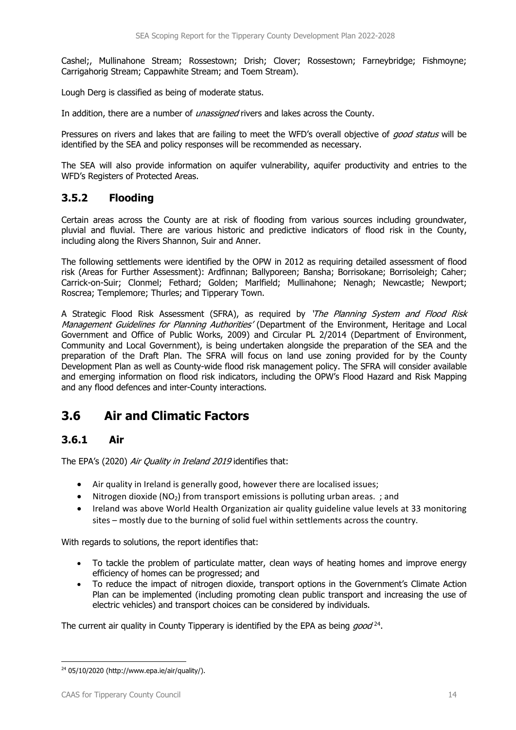Cashel;, Mullinahone Stream; Rossestown; Drish; Clover; Rossestown; Farneybridge; Fishmoyne; Carrigahorig Stream; Cappawhite Stream; and Toem Stream).

Lough Derg is classified as being of moderate status.

In addition, there are a number of *unassigned* rivers and lakes across the County.

Pressures on rivers and lakes that are failing to meet the WFD's overall objective of *good status* will be identified by the SEA and policy responses will be recommended as necessary.

The SEA will also provide information on aquifer vulnerability, aquifer productivity and entries to the WFD's Registers of Protected Areas.

### 3.5.2 Flooding

Certain areas across the County are at risk of flooding from various sources including groundwater, pluvial and fluvial. There are various historic and predictive indicators of flood risk in the County, including along the Rivers Shannon, Suir and Anner.

The following settlements were identified by the OPW in 2012 as requiring detailed assessment of flood risk (Areas for Further Assessment): Ardfinnan; Ballyporeen; Bansha; Borrisokane; Borrisoleigh; Caher; Carrick-on-Suir; Clonmel; Fethard; Golden; Marlfield; Mullinahone; Nenagh; Newcastle; Newport; Roscrea; Templemore; Thurles; and Tipperary Town.

A Strategic Flood Risk Assessment (SFRA), as required by *'The Planning System and Flood Risk Management Guidelines for Planning Authorities'* (Department of the Environment, Heritage and Local Government and Office of Public Works, 2009) and Circular PL 2/2014 (Department of Environment, Community and Local Government), is being undertaken alongside the preparation of the SEA and the preparation of the Draft Plan. The SFRA will focus on land use zoning provided for by the County Development Plan as well as County-wide flood risk management policy. The SFRA will consider available and emerging information on flood risk indicators, including the OPW's Flood Hazard and Risk Mapping and any flood defences and inter-County interactions.

## 3.6 Air and Climatic Factors

### 3.6.1 Air

The EPA's (2020) *Air Quality in Ireland 2019* identifies that:

- Air quality in Ireland is generally good, however there are localised issues;
- Nitrogen dioxide ($NO_2$) from transport emissions is polluting urban areas. ; and
- Ireland was above World Health Organization air quality guideline value levels at 33 monitoring sites – mostly due to the burning of solid fuel within settlements across the country.

With regards to solutions, the report identifies that:

- To tackle the problem of particulate matter, clean ways of heating homes and improve energy efficiency of homes can be progressed; and
- To reduce the impact of nitrogen dioxide, transport options in the Government's Climate Action Plan can be implemented (including promoting clean public transport and increasing the use of electric vehicles) and transport choices can be considered by individuals.

The current air quality in County Tipperary is identified by the EPA as being *good* [24].

[24] 05/10/2020 (http://www.epa.ie/air/quality/).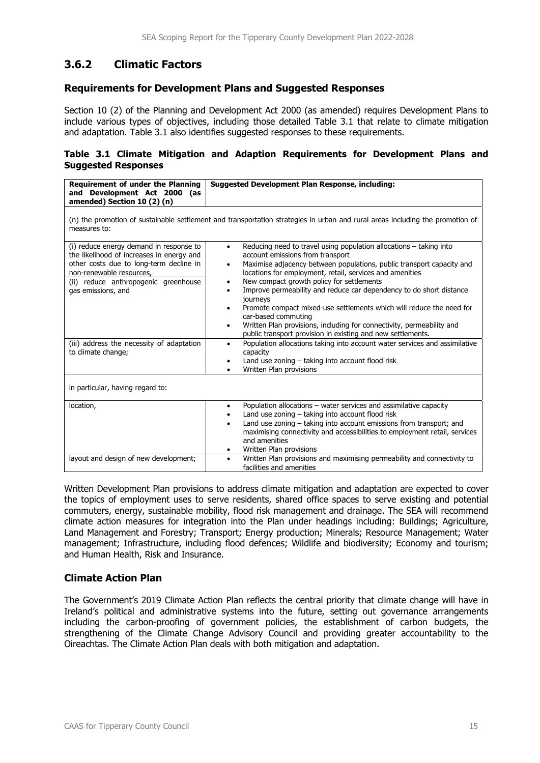## 3.6.2 Climatic Factors

### Requirements for Development Plans and Suggested Responses

Section 10 (2) of the Planning and Development Act 2000 (as amended) requires Development Plans to include various types of objectives, including those detailed Table 3.1 that relate to climate mitigation and adaptation. Table 3.1 also identifies suggested responses to these requirements.

**Table 3.1 Climate Mitigation and Adaption Requirements for Development Plans and Suggested Responses**

| Requirement of under the Planning and Development Act 2000 (as amended) Section 10 (2) (n) | Suggested Development Plan Response, including: |
|---|---|
| (n) the promotion of sustainable settlement and transportation strategies in urban and rural areas including the promotion of measures to: | |
| (i) reduce energy demand in response to the likelihood of increases in energy and other costs due to long-term decline in non-renewable resources,<br>(ii) reduce anthropogenic greenhouse gas emissions, and | • Reducing need to travel using population allocations – taking into account emissions from transport<br>• Maximise adjacency between populations, public transport capacity and locations for employment, retail, services and amenities<br>• New compact growth policy for settlements<br>• Improve permeability and reduce car dependency to do short distance journeys<br>• Promote compact mixed-use settlements which will reduce the need for car-based commuting<br>• Written Plan provisions, including for connectivity, permeability and public transport provision in existing and new settlements. |
| (iii) address the necessity of adaptation to climate change; | • Population allocations taking into account water services and assimilative capacity<br>• Land use zoning – taking into account flood risk<br>• Written Plan provisions |
| in particular, having regard to: | |
| location, | • Population allocations – water services and assimilative capacity<br>• Land use zoning – taking into account flood risk<br>• Land use zoning – taking into account emissions from transport; and maximising connectivity and accessibilities to employment retail, services and amenities<br>• Written Plan provisions |
| layout and design of new development; | • Written Plan provisions and maximising permeability and connectivity to facilities and amenities |

Written Development Plan provisions to address climate mitigation and adaptation are expected to cover the topics of employment uses to serve residents, shared office spaces to serve existing and potential commuters, energy, sustainable mobility, flood risk management and drainage. The SEA will recommend climate action measures for integration into the Plan under headings including: Buildings; Agriculture, Land Management and Forestry; Transport; Energy production; Minerals; Resource Management; Water management; Infrastructure, including flood defences; Wildlife and biodiversity; Economy and tourism; and Human Health, Risk and Insurance.

### Climate Action Plan

The Government's 2019 Climate Action Plan reflects the central priority that climate change will have in Ireland's political and administrative systems into the future, setting out governance arrangements including the carbon-proofing of government policies, the establishment of carbon budgets, the strengthening of the Climate Change Advisory Council and providing greater accountability to the Oireachtas. The Climate Action Plan deals with both mitigation and adaptation.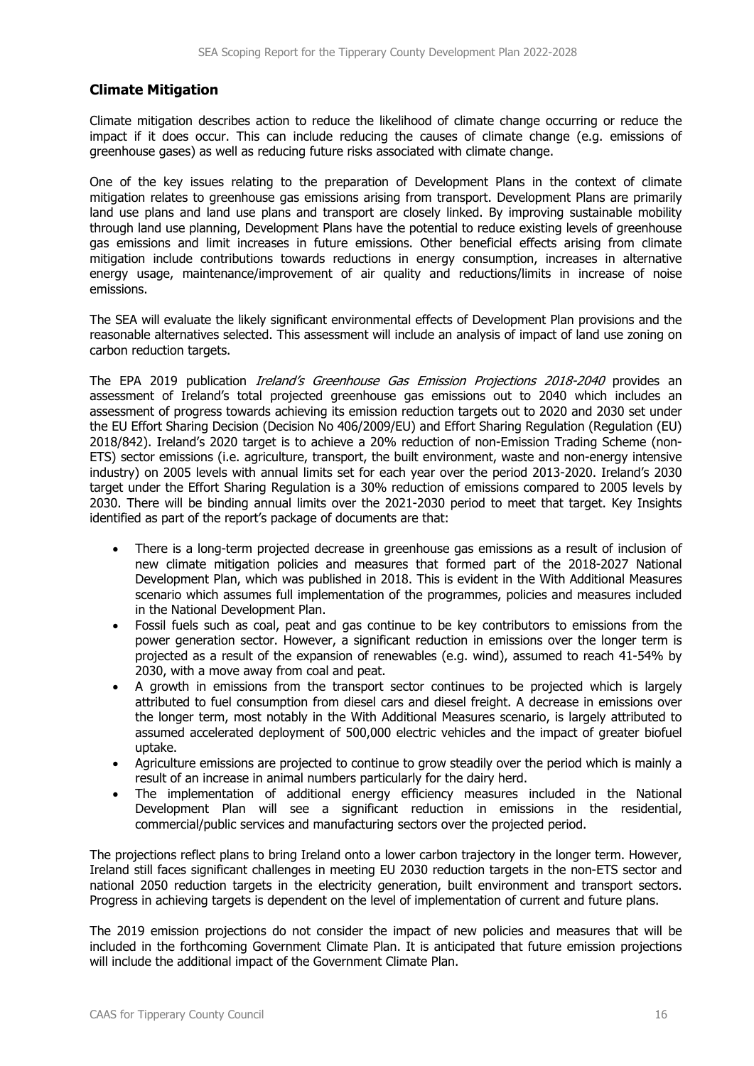## Climate Mitigation

Climate mitigation describes action to reduce the likelihood of climate change occurring or reduce the impact if it does occur. This can include reducing the causes of climate change (e.g. emissions of greenhouse gases) as well as reducing future risks associated with climate change.

One of the key issues relating to the preparation of Development Plans in the context of climate mitigation relates to greenhouse gas emissions arising from transport. Development Plans are primarily land use plans and land use plans and transport are closely linked. By improving sustainable mobility through land use planning, Development Plans have the potential to reduce existing levels of greenhouse gas emissions and limit increases in future emissions. Other beneficial effects arising from climate mitigation include contributions towards reductions in energy consumption, increases in alternative energy usage, maintenance/improvement of air quality and reductions/limits in increase of noise emissions.

The SEA will evaluate the likely significant environmental effects of Development Plan provisions and the reasonable alternatives selected. This assessment will include an analysis of impact of land use zoning on carbon reduction targets.

The EPA 2019 publication *Ireland's Greenhouse Gas Emission Projections 2018-2040* provides an assessment of Ireland's total projected greenhouse gas emissions out to 2040 which includes an assessment of progress towards achieving its emission reduction targets out to 2020 and 2030 set under the EU Effort Sharing Decision (Decision No 406/2009/EU) and Effort Sharing Regulation (Regulation (EU) 2018/842). Ireland's 2020 target is to achieve a 20% reduction of non-Emission Trading Scheme (non-ETS) sector emissions (i.e. agriculture, transport, the built environment, waste and non-energy intensive industry) on 2005 levels with annual limits set for each year over the period 2013-2020. Ireland's 2030 target under the Effort Sharing Regulation is a 30% reduction of emissions compared to 2005 levels by 2030. There will be binding annual limits over the 2021-2030 period to meet that target. Key Insights identified as part of the report's package of documents are that:

- There is a long-term projected decrease in greenhouse gas emissions as a result of inclusion of new climate mitigation policies and measures that formed part of the 2018-2027 National Development Plan, which was published in 2018. This is evident in the With Additional Measures scenario which assumes full implementation of the programmes, policies and measures included in the National Development Plan.
- Fossil fuels such as coal, peat and gas continue to be key contributors to emissions from the power generation sector. However, a significant reduction in emissions over the longer term is projected as a result of the expansion of renewables (e.g. wind), assumed to reach 41-54% by 2030, with a move away from coal and peat.
- A growth in emissions from the transport sector continues to be projected which is largely attributed to fuel consumption from diesel cars and diesel freight. A decrease in emissions over the longer term, most notably in the With Additional Measures scenario, is largely attributed to assumed accelerated deployment of 500,000 electric vehicles and the impact of greater biofuel uptake.
- Agriculture emissions are projected to continue to grow steadily over the period which is mainly a result of an increase in animal numbers particularly for the dairy herd.
- The implementation of additional energy efficiency measures included in the National Development Plan will see a significant reduction in emissions in the residential, commercial/public services and manufacturing sectors over the projected period.

The projections reflect plans to bring Ireland onto a lower carbon trajectory in the longer term. However, Ireland still faces significant challenges in meeting EU 2030 reduction targets in the non-ETS sector and national 2050 reduction targets in the electricity generation, built environment and transport sectors. Progress in achieving targets is dependent on the level of implementation of current and future plans.

The 2019 emission projections do not consider the impact of new policies and measures that will be included in the forthcoming Government Climate Plan. It is anticipated that future emission projections will include the additional impact of the Government Climate Plan.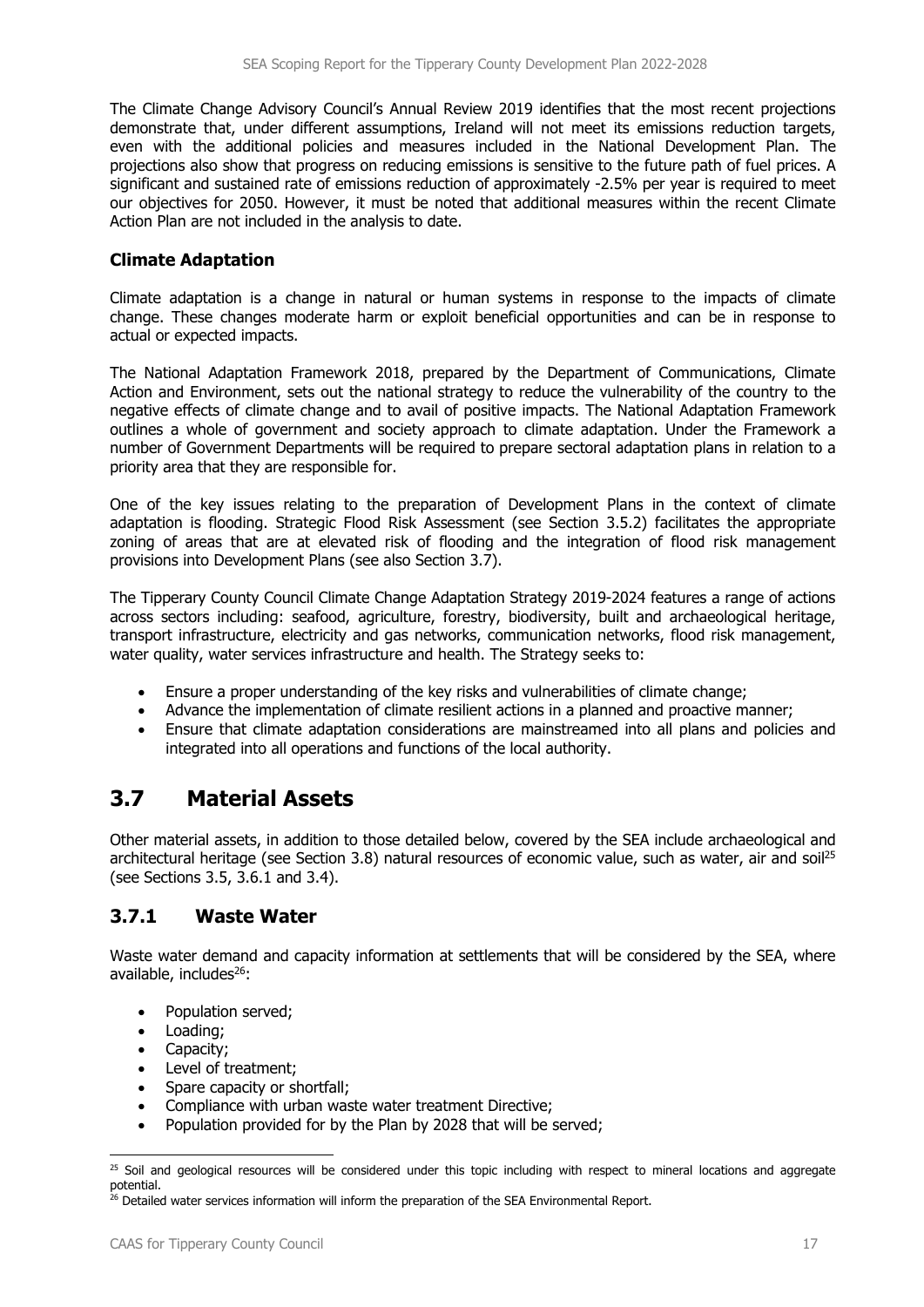The Climate Change Advisory Council's Annual Review 2019 identifies that the most recent projections demonstrate that, under different assumptions, Ireland will not meet its emissions reduction targets, even with the additional policies and measures included in the National Development Plan. The projections also show that progress on reducing emissions is sensitive to the future path of fuel prices. A significant and sustained rate of emissions reduction of approximately -2.5% per year is required to meet our objectives for 2050. However, it must be noted that additional measures within the recent Climate Action Plan are not included in the analysis to date.

### Climate Adaptation

Climate adaptation is a change in natural or human systems in response to the impacts of climate change. These changes moderate harm or exploit beneficial opportunities and can be in response to actual or expected impacts.

The National Adaptation Framework 2018, prepared by the Department of Communications, Climate Action and Environment, sets out the national strategy to reduce the vulnerability of the country to the negative effects of climate change and to avail of positive impacts. The National Adaptation Framework outlines a whole of government and society approach to climate adaptation. Under the Framework a number of Government Departments will be required to prepare sectoral adaptation plans in relation to a priority area that they are responsible for.

One of the key issues relating to the preparation of Development Plans in the context of climate adaptation is flooding. Strategic Flood Risk Assessment (see Section 3.5.2) facilitates the appropriate zoning of areas that are at elevated risk of flooding and the integration of flood risk management provisions into Development Plans (see also Section 3.7).

The Tipperary County Council Climate Change Adaptation Strategy 2019-2024 features a range of actions across sectors including: seafood, agriculture, forestry, biodiversity, built and archaeological heritage, transport infrastructure, electricity and gas networks, communication networks, flood risk management, water quality, water services infrastructure and health. The Strategy seeks to:

- Ensure a proper understanding of the key risks and vulnerabilities of climate change;
- Advance the implementation of climate resilient actions in a planned and proactive manner;
- Ensure that climate adaptation considerations are mainstreamed into all plans and policies and integrated into all operations and functions of the local authority.

## 3.7 Material Assets

Other material assets, in addition to those detailed below, covered by the SEA include archaeological and architectural heritage (see Section 3.8) natural resources of economic value, such as water, air and soil[25] (see Sections 3.5, 3.6.1 and 3.4).

### 3.7.1 Waste Water

Waste water demand and capacity information at settlements that will be considered by the SEA, where available, includes[26]:

- Population served;
- Loading;
- Capacity;
- Level of treatment;
- Spare capacity or shortfall;
- Compliance with urban waste water treatment Directive;
- Population provided for by the Plan by 2028 that will be served;

[25] Soil and geological resources will be considered under this topic including with respect to mineral locations and aggregate potential.

[26] Detailed water services information will inform the preparation of the SEA Environmental Report.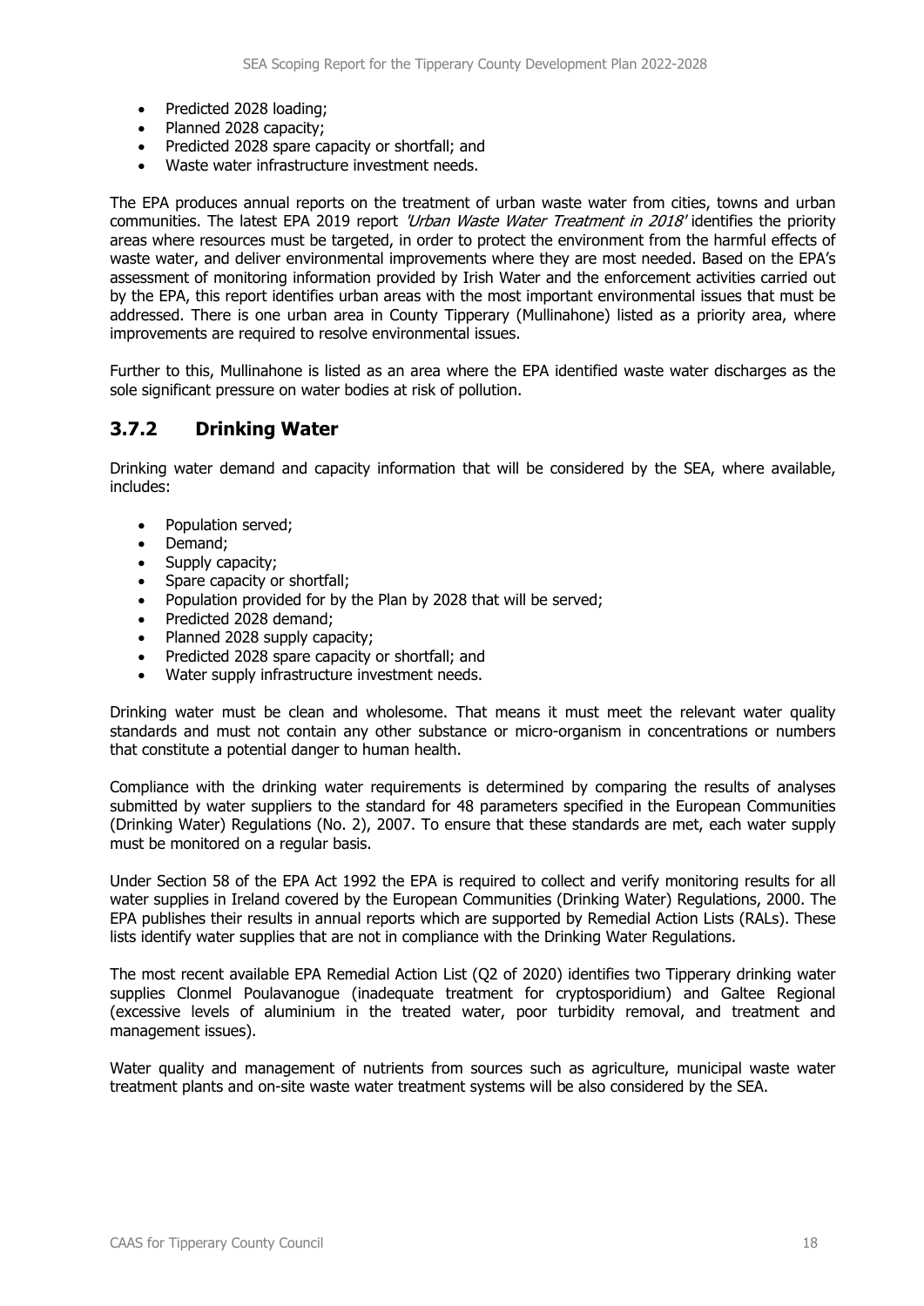- Predicted 2028 loading;
- Planned 2028 capacity;
- Predicted 2028 spare capacity or shortfall; and
- Waste water infrastructure investment needs.

The EPA produces annual reports on the treatment of urban waste water from cities, towns and urban communities. The latest EPA 2019 report *'Urban Waste Water Treatment in 2018'* identifies the priority areas where resources must be targeted, in order to protect the environment from the harmful effects of waste water, and deliver environmental improvements where they are most needed. Based on the EPA's assessment of monitoring information provided by Irish Water and the enforcement activities carried out by the EPA, this report identifies urban areas with the most important environmental issues that must be addressed. There is one urban area in County Tipperary (Mullinahone) listed as a priority area, where improvements are required to resolve environmental issues.

Further to this, Mullinahone is listed as an area where the EPA identified waste water discharges as the sole significant pressure on water bodies at risk of pollution.

### 3.7.2 Drinking Water

Drinking water demand and capacity information that will be considered by the SEA, where available, includes:

- Population served;
- Demand;
- Supply capacity;
- Spare capacity or shortfall;
- Population provided for by the Plan by 2028 that will be served;
- Predicted 2028 demand;
- Planned 2028 supply capacity;
- Predicted 2028 spare capacity or shortfall; and
- Water supply infrastructure investment needs.

Drinking water must be clean and wholesome. That means it must meet the relevant water quality standards and must not contain any other substance or micro-organism in concentrations or numbers that constitute a potential danger to human health.

Compliance with the drinking water requirements is determined by comparing the results of analyses submitted by water suppliers to the standard for 48 parameters specified in the European Communities (Drinking Water) Regulations (No. 2), 2007. To ensure that these standards are met, each water supply must be monitored on a regular basis.

Under Section 58 of the EPA Act 1992 the EPA is required to collect and verify monitoring results for all water supplies in Ireland covered by the European Communities (Drinking Water) Regulations, 2000. The EPA publishes their results in annual reports which are supported by Remedial Action Lists (RALs). These lists identify water supplies that are not in compliance with the Drinking Water Regulations.

The most recent available EPA Remedial Action List (Q2 of 2020) identifies two Tipperary drinking water supplies Clonmel Poulavanogue (inadequate treatment for cryptosporidium) and Galtee Regional (excessive levels of aluminium in the treated water, poor turbidity removal, and treatment and management issues).

Water quality and management of nutrients from sources such as agriculture, municipal waste water treatment plants and on-site waste water treatment systems will be also considered by the SEA.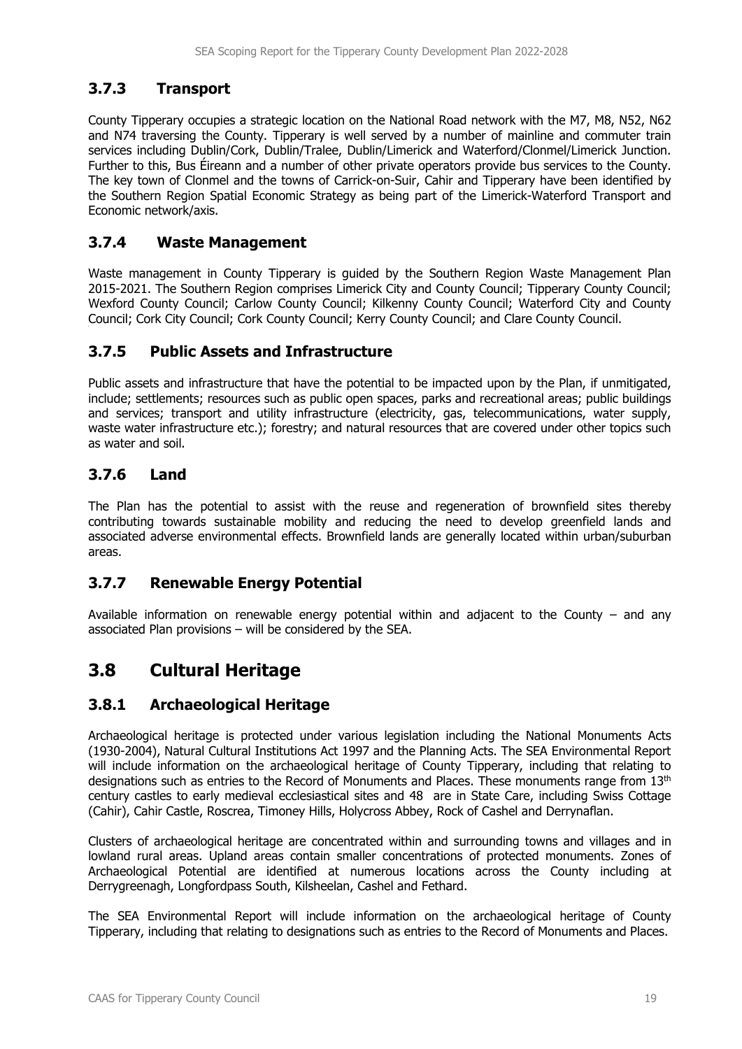### 3.7.3 Transport

County Tipperary occupies a strategic location on the National Road network with the M7, M8, N52, N62 and N74 traversing the County. Tipperary is well served by a number of mainline and commuter train services including Dublin/Cork, Dublin/Tralee, Dublin/Limerick and Waterford/Clonmel/Limerick Junction. Further to this, Bus Éireann and a number of other private operators provide bus services to the County. The key town of Clonmel and the towns of Carrick-on-Suir, Cahir and Tipperary have been identified by the Southern Region Spatial Economic Strategy as being part of the Limerick-Waterford Transport and Economic network/axis.

### 3.7.4 Waste Management

Waste management in County Tipperary is guided by the Southern Region Waste Management Plan 2015-2021. The Southern Region comprises Limerick City and County Council; Tipperary County Council; Wexford County Council; Carlow County Council; Kilkenny County Council; Waterford City and County Council; Cork City Council; Cork County Council; Kerry County Council; and Clare County Council.

### 3.7.5 Public Assets and Infrastructure

Public assets and infrastructure that have the potential to be impacted upon by the Plan, if unmitigated, include; settlements; resources such as public open spaces, parks and recreational areas; public buildings and services; transport and utility infrastructure (electricity, gas, telecommunications, water supply, waste water infrastructure etc.); forestry; and natural resources that are covered under other topics such as water and soil.

### 3.7.6 Land

The Plan has the potential to assist with the reuse and regeneration of brownfield sites thereby contributing towards sustainable mobility and reducing the need to develop greenfield lands and associated adverse environmental effects. Brownfield lands are generally located within urban/suburban areas.

### 3.7.7 Renewable Energy Potential

Available information on renewable energy potential within and adjacent to the County – and any associated Plan provisions – will be considered by the SEA.

## 3.8 Cultural Heritage

### 3.8.1 Archaeological Heritage

Archaeological heritage is protected under various legislation including the National Monuments Acts (1930-2004), Natural Cultural Institutions Act 1997 and the Planning Acts. The SEA Environmental Report will include information on the archaeological heritage of County Tipperary, including that relating to designations such as entries to the Record of Monuments and Places. These monuments range from 13th century castles to early medieval ecclesiastical sites and 48 are in State Care, including Swiss Cottage (Cahir), Cahir Castle, Roscrea, Timoney Hills, Holycross Abbey, Rock of Cashel and Derrynaflan.

Clusters of archaeological heritage are concentrated within and surrounding towns and villages and in lowland rural areas. Upland areas contain smaller concentrations of protected monuments. Zones of Archaeological Potential are identified at numerous locations across the County including at Derrygreenagh, Longfordpass South, Kilsheelan, Cashel and Fethard.

The SEA Environmental Report will include information on the archaeological heritage of County Tipperary, including that relating to designations such as entries to the Record of Monuments and Places.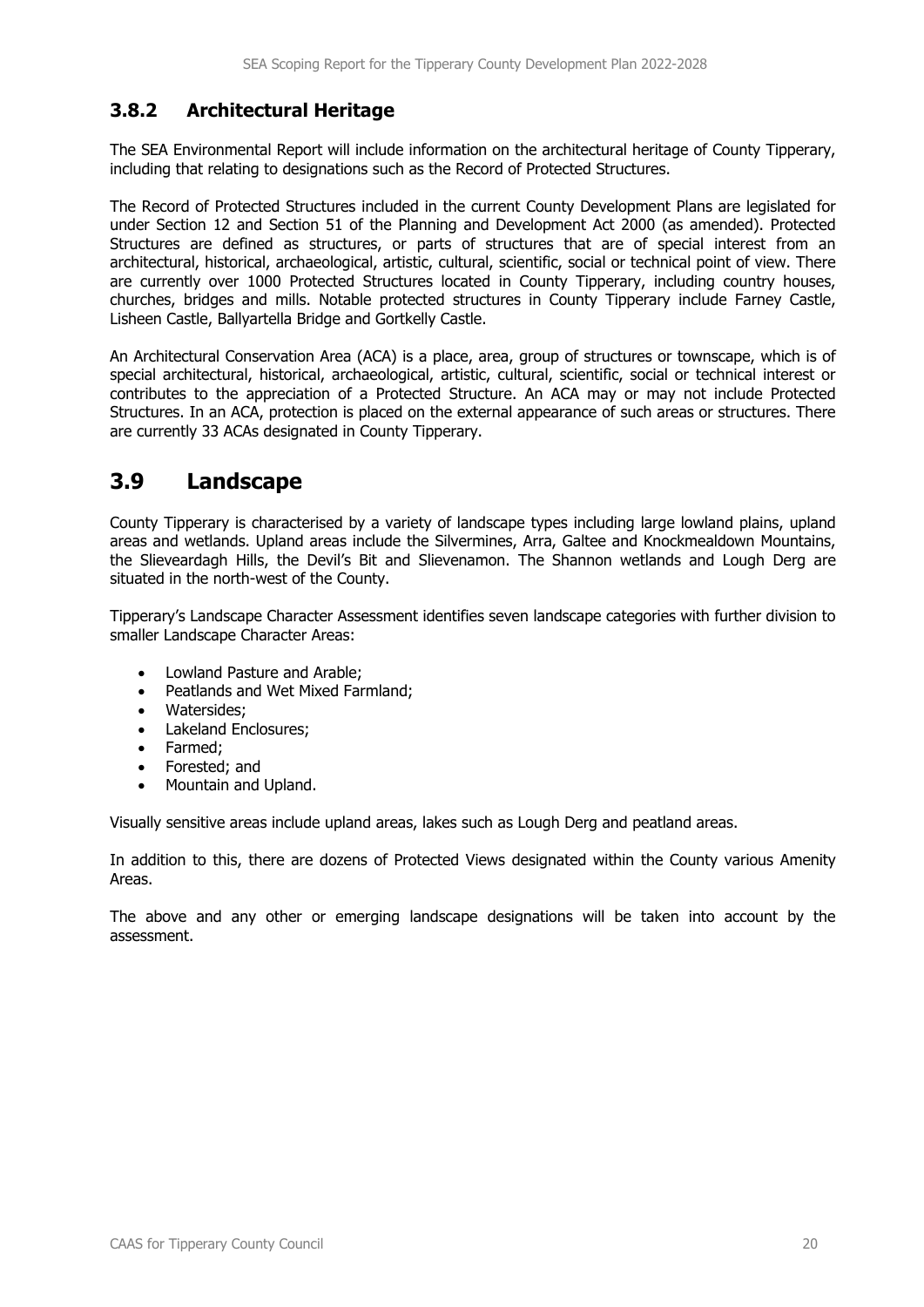### 3.8.2 Architectural Heritage

The SEA Environmental Report will include information on the architectural heritage of County Tipperary, including that relating to designations such as the Record of Protected Structures.

The Record of Protected Structures included in the current County Development Plans are legislated for under Section 12 and Section 51 of the Planning and Development Act 2000 (as amended). Protected Structures are defined as structures, or parts of structures that are of special interest from an architectural, historical, archaeological, artistic, cultural, scientific, social or technical point of view. There are currently over 1000 Protected Structures located in County Tipperary, including country houses, churches, bridges and mills. Notable protected structures in County Tipperary include Farney Castle, Lisheen Castle, Ballyartella Bridge and Gortkelly Castle.

An Architectural Conservation Area (ACA) is a place, area, group of structures or townscape, which is of special architectural, historical, archaeological, artistic, cultural, scientific, social or technical interest or contributes to the appreciation of a Protected Structure. An ACA may or may not include Protected Structures. In an ACA, protection is placed on the external appearance of such areas or structures. There are currently 33 ACAs designated in County Tipperary.

## 3.9 Landscape

County Tipperary is characterised by a variety of landscape types including large lowland plains, upland areas and wetlands. Upland areas include the Silvermines, Arra, Galtee and Knockmealdown Mountains, the Slieveardagh Hills, the Devil's Bit and Slievenamon. The Shannon wetlands and Lough Derg are situated in the north-west of the County.

Tipperary's Landscape Character Assessment identifies seven landscape categories with further division to smaller Landscape Character Areas:

- Lowland Pasture and Arable;
- Peatlands and Wet Mixed Farmland;
- Watersides;
- Lakeland Enclosures;
- Farmed;
- Forested; and
- Mountain and Upland.

Visually sensitive areas include upland areas, lakes such as Lough Derg and peatland areas.

In addition to this, there are dozens of Protected Views designated within the County various Amenity Areas.

The above and any other or emerging landscape designations will be taken into account by the assessment.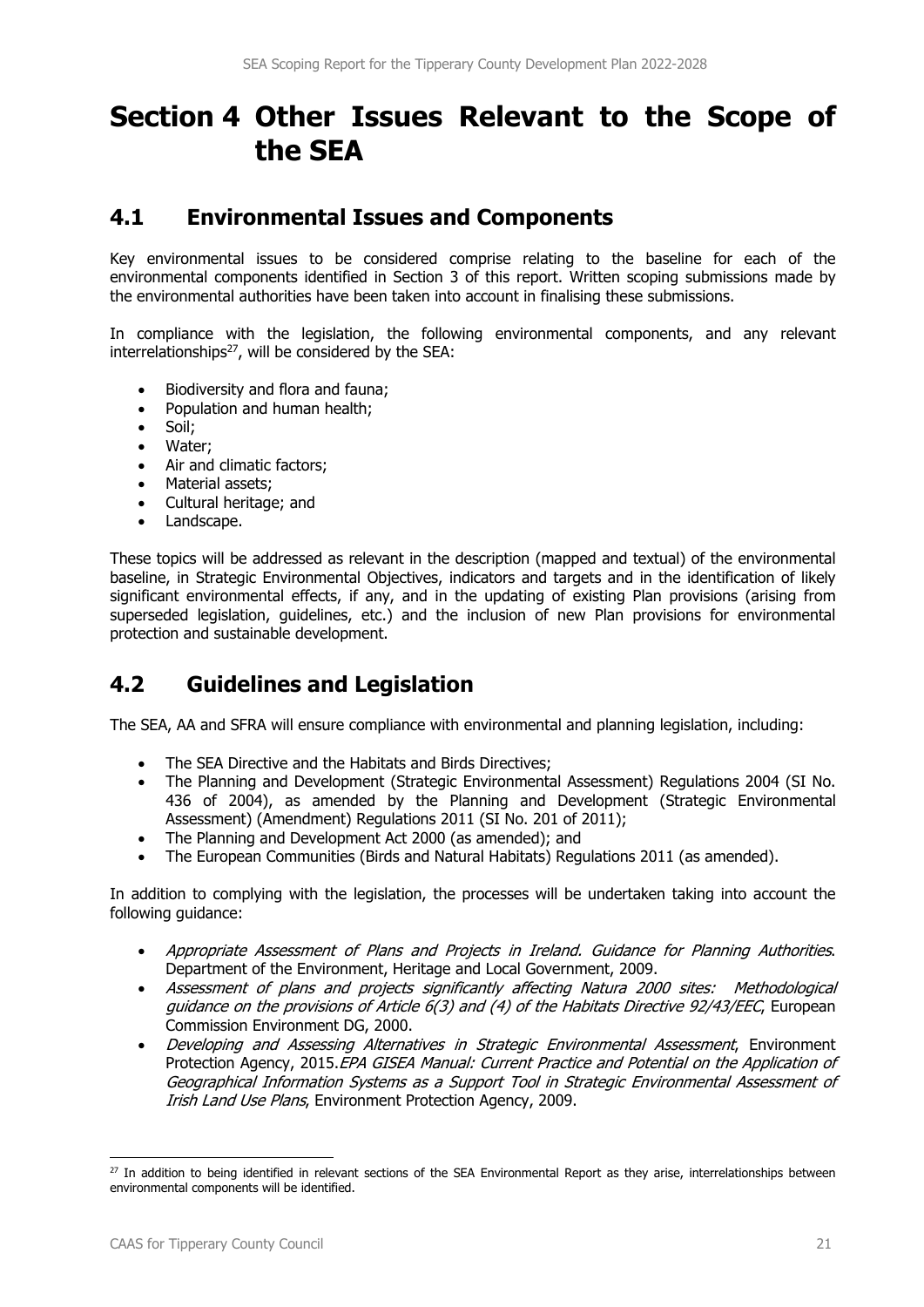# Section 4 Other Issues Relevant to the Scope of the SEA

## 4.1 Environmental Issues and Components

Key environmental issues to be considered comprise relating to the baseline for each of the environmental components identified in Section 3 of this report. Written scoping submissions made by the environmental authorities have been taken into account in finalising these submissions.

In compliance with the legislation, the following environmental components, and any relevant interrelationships[27], will be considered by the SEA:

- Biodiversity and flora and fauna;
- Population and human health;
- Soil;
- Water;
- Air and climatic factors;
- Material assets;
- Cultural heritage; and
- Landscape.

These topics will be addressed as relevant in the description (mapped and textual) of the environmental baseline, in Strategic Environmental Objectives, indicators and targets and in the identification of likely significant environmental effects, if any, and in the updating of existing Plan provisions (arising from superseded legislation, guidelines, etc.) and the inclusion of new Plan provisions for environmental protection and sustainable development.

## 4.2 Guidelines and Legislation

The SEA, AA and SFRA will ensure compliance with environmental and planning legislation, including:

- The SEA Directive and the Habitats and Birds Directives;
- The Planning and Development (Strategic Environmental Assessment) Regulations 2004 (SI No. 436 of 2004), as amended by the Planning and Development (Strategic Environmental Assessment) (Amendment) Regulations 2011 (SI No. 201 of 2011);
- The Planning and Development Act 2000 (as amended); and
- The European Communities (Birds and Natural Habitats) Regulations 2011 (as amended).

In addition to complying with the legislation, the processes will be undertaken taking into account the following guidance:

- *Appropriate Assessment of Plans and Projects in Ireland. Guidance for Planning Authorities*. Department of the Environment, Heritage and Local Government, 2009.
- *Assessment of plans and projects significantly affecting Natura 2000 sites: Methodological guidance on the provisions of Article 6(3) and (4) of the Habitats Directive 92/43/EEC*, European Commission Environment DG, 2000.
- *Developing and Assessing Alternatives in Strategic Environmental Assessment*, Environment Protection Agency, 2015.*EPA GISEA Manual: Current Practice and Potential on the Application of Geographical Information Systems as a Support Tool in Strategic Environmental Assessment of Irish Land Use Plans*, Environment Protection Agency, 2009.

[27] In addition to being identified in relevant sections of the SEA Environmental Report as they arise, interrelationships between environmental components will be identified.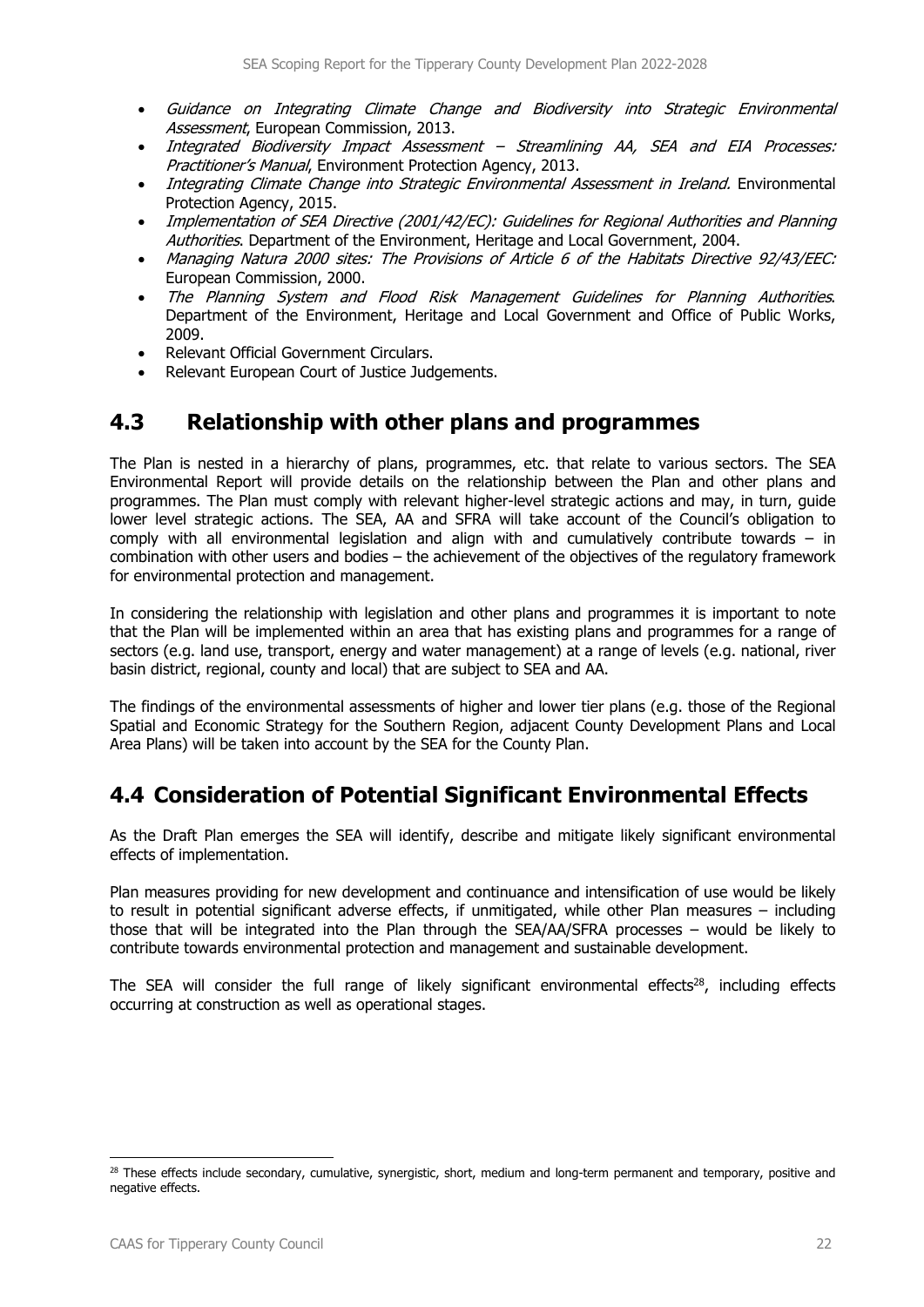- *Guidance on Integrating Climate Change and Biodiversity into Strategic Environmental Assessment*, European Commission, 2013.
- *Integrated Biodiversity Impact Assessment – Streamlining AA, SEA and EIA Processes: Practitioner's Manual*, Environment Protection Agency, 2013.
- *Integrating Climate Change into Strategic Environmental Assessment in Ireland.* Environmental Protection Agency, 2015.
- *Implementation of SEA Directive (2001/42/EC): Guidelines for Regional Authorities and Planning Authorities*. Department of the Environment, Heritage and Local Government, 2004.
- *Managing Natura 2000 sites: The Provisions of Article 6 of the Habitats Directive 92/43/EEC:* European Commission, 2000.
- *The Planning System and Flood Risk Management Guidelines for Planning Authorities*. Department of the Environment, Heritage and Local Government and Office of Public Works, 2009.
- Relevant Official Government Circulars.
- Relevant European Court of Justice Judgements.

## 4.3 Relationship with other plans and programmes

The Plan is nested in a hierarchy of plans, programmes, etc. that relate to various sectors. The SEA Environmental Report will provide details on the relationship between the Plan and other plans and programmes. The Plan must comply with relevant higher-level strategic actions and may, in turn, guide lower level strategic actions. The SEA, AA and SFRA will take account of the Council's obligation to comply with all environmental legislation and align with and cumulatively contribute towards – in combination with other users and bodies – the achievement of the objectives of the regulatory framework for environmental protection and management.

In considering the relationship with legislation and other plans and programmes it is important to note that the Plan will be implemented within an area that has existing plans and programmes for a range of sectors (e.g. land use, transport, energy and water management) at a range of levels (e.g. national, river basin district, regional, county and local) that are subject to SEA and AA.

The findings of the environmental assessments of higher and lower tier plans (e.g. those of the Regional Spatial and Economic Strategy for the Southern Region, adjacent County Development Plans and Local Area Plans) will be taken into account by the SEA for the County Plan.

## 4.4 Consideration of Potential Significant Environmental Effects

As the Draft Plan emerges the SEA will identify, describe and mitigate likely significant environmental effects of implementation.

Plan measures providing for new development and continuance and intensification of use would be likely to result in potential significant adverse effects, if unmitigated, while other Plan measures – including those that will be integrated into the Plan through the SEA/AA/SFRA processes – would be likely to contribute towards environmental protection and management and sustainable development.

The SEA will consider the full range of likely significant environmental effects[28], including effects occurring at construction as well as operational stages.

---

[28] These effects include secondary, cumulative, synergistic, short, medium and long-term permanent and temporary, positive and negative effects.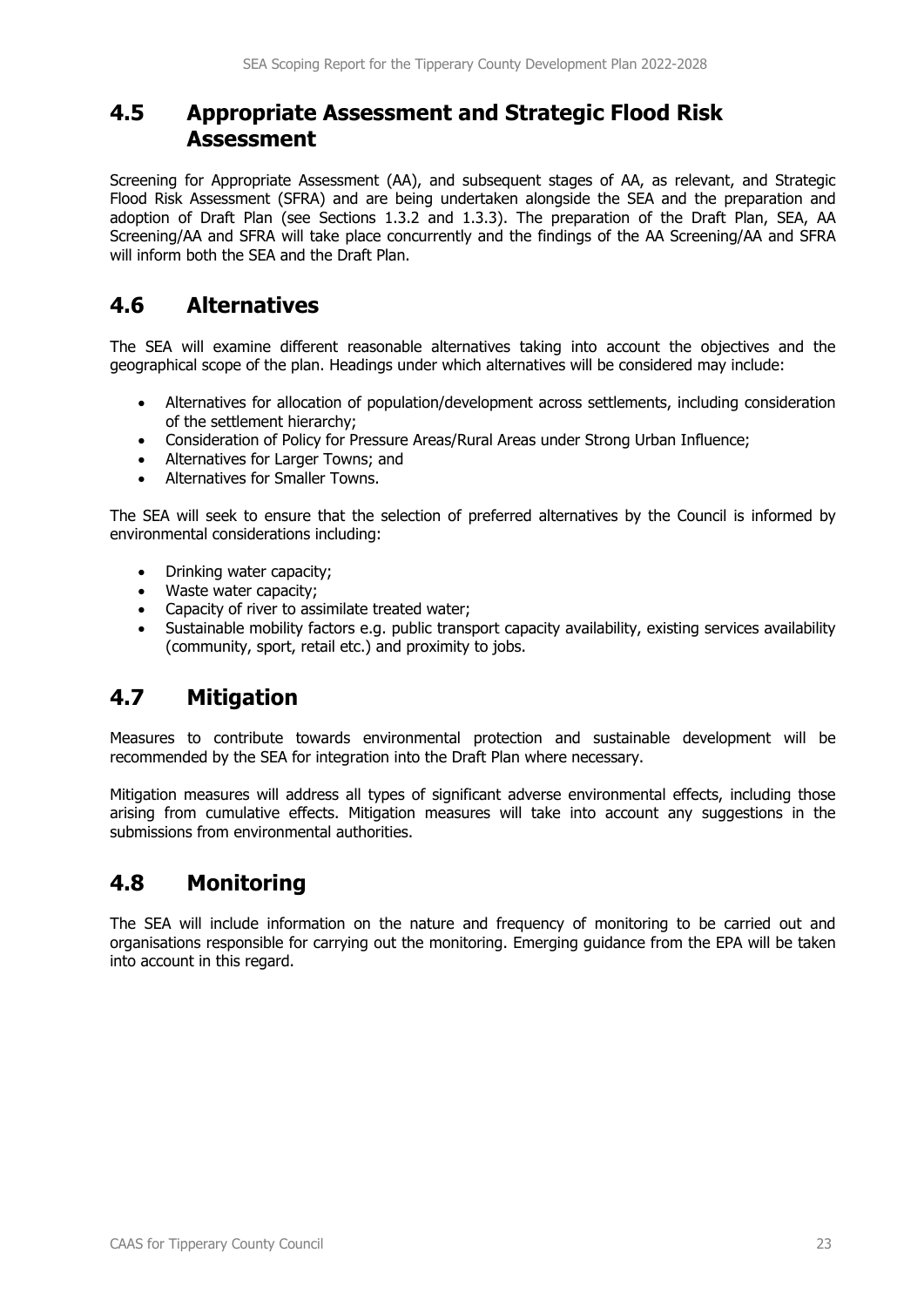## 4.5 Appropriate Assessment and Strategic Flood Risk Assessment

Screening for Appropriate Assessment (AA), and subsequent stages of AA, as relevant, and Strategic Flood Risk Assessment (SFRA) and are being undertaken alongside the SEA and the preparation and adoption of Draft Plan (see Sections 1.3.2 and 1.3.3). The preparation of the Draft Plan, SEA, AA Screening/AA and SFRA will take place concurrently and the findings of the AA Screening/AA and SFRA will inform both the SEA and the Draft Plan.

## 4.6 Alternatives

The SEA will examine different reasonable alternatives taking into account the objectives and the geographical scope of the plan. Headings under which alternatives will be considered may include:

- Alternatives for allocation of population/development across settlements, including consideration of the settlement hierarchy;
- Consideration of Policy for Pressure Areas/Rural Areas under Strong Urban Influence;
- Alternatives for Larger Towns; and
- Alternatives for Smaller Towns.

The SEA will seek to ensure that the selection of preferred alternatives by the Council is informed by environmental considerations including:

- Drinking water capacity;
- Waste water capacity;
- Capacity of river to assimilate treated water;
- Sustainable mobility factors e.g. public transport capacity availability, existing services availability (community, sport, retail etc.) and proximity to jobs.

## 4.7 Mitigation

Measures to contribute towards environmental protection and sustainable development will be recommended by the SEA for integration into the Draft Plan where necessary.

Mitigation measures will address all types of significant adverse environmental effects, including those arising from cumulative effects. Mitigation measures will take into account any suggestions in the submissions from environmental authorities.

## 4.8 Monitoring

The SEA will include information on the nature and frequency of monitoring to be carried out and organisations responsible for carrying out the monitoring. Emerging guidance from the EPA will be taken into account in this regard.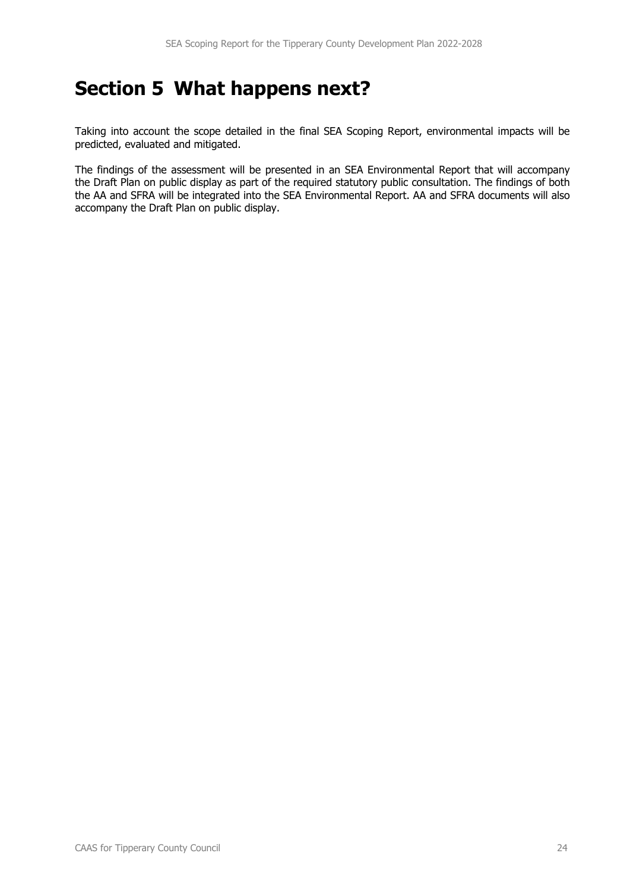# Section 5 What happens next?

Taking into account the scope detailed in the final SEA Scoping Report, environmental impacts will be predicted, evaluated and mitigated.

The findings of the assessment will be presented in an SEA Environmental Report that will accompany the Draft Plan on public display as part of the required statutory public consultation. The findings of both the AA and SFRA will be integrated into the SEA Environmental Report. AA and SFRA documents will also accompany the Draft Plan on public display.